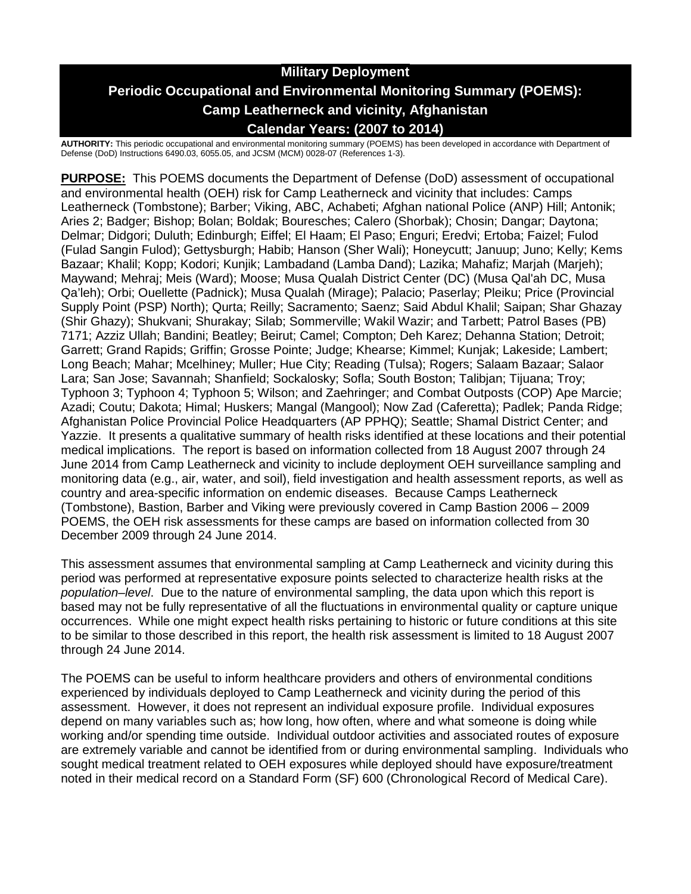# Military Deployment
# Periodic Occupational and Environmental Monitoring Summary (POEMS): Camp Leatherneck and vicinity, Afghanistan
# Calendar Years: (2007 to 2014)

**AUTHORITY:** This periodic occupational and environmental monitoring summary (POEMS) has been developed in accordance with Department of Defense (DoD) Instructions 6490.03, 6055.05, and JCSM (MCM) 0028-07 (References 1-3).

**PURPOSE:** This POEMS documents the Department of Defense (DoD) assessment of occupational and environmental health (OEH) risk for Camp Leatherneck and vicinity that includes: Camps Leatherneck (Tombstone); Barber; Viking, ABC, Achabeti; Afghan national Police (ANP) Hill; Antonik; Aries 2; Badger; Bishop; Bolan; Boldak; Bouresches; Calero (Shorbak); Chosin; Dangar; Daytona; Delmar; Didgori; Duluth; Edinburgh; Eiffel; El Haam; El Paso; Enguri; Eredvi; Ertoba; Faizel; Fulod (Fulad Sangin Fulod); Gettysburgh; Habib; Hanson (Sher Wali); Honeycutt; Januup; Juno; Kelly; Kems Bazaar; Khalil; Kopp; Kodori; Kunjik; Lambadand (Lamba Dand); Lazika; Mahafiz; Marjah (Marjeh); Maywand; Mehraj; Meis (Ward); Moose; Musa Qualah District Center (DC) (Musa Qal'ah DC, Musa Qa'leh); Orbi; Ouellette (Padnick); Musa Qualah (Mirage); Palacio; Paserlay; Pleiku; Price (Provincial Supply Point (PSP) North); Qurta; Reilly; Sacramento; Saenz; Said Abdul Khalil; Saipan; Shar Ghazay (Shir Ghazy); Shukvani; Shurakay; Silab; Sommerville; Wakil Wazir; and Tarbett; Patrol Bases (PB) 7171; Azziz Ullah; Bandini; Beatley; Beirut; Camel; Compton; Deh Karez; Dehanna Station; Detroit; Garrett; Grand Rapids; Griffin; Grosse Pointe; Judge; Khearse; Kimmel; Kunjak; Lakeside; Lambert; Long Beach; Mahar; Mcelhiney; Muller; Hue City; Reading (Tulsa); Rogers; Salaam Bazaar; Salaor Lara; San Jose; Savannah; Shanfield; Sockalosky; Sofla; South Boston; Talibjan; Tijuana; Troy; Typhoon 3; Typhoon 4; Typhoon 5; Wilson; and Zaehringer; and Combat Outposts (COP) Ape Marcie; Azadi; Coutu; Dakota; Himal; Huskers; Mangal (Mangool); Now Zad (Caferetta); Padlek; Panda Ridge; Afghanistan Police Provincial Police Headquarters (AP PPHQ); Seattle; Shamal District Center; and Yazzie. It presents a qualitative summary of health risks identified at these locations and their potential medical implications. The report is based on information collected from 18 August 2007 through 24 June 2014 from Camp Leatherneck and vicinity to include deployment OEH surveillance sampling and monitoring data (e.g., air, water, and soil), field investigation and health assessment reports, as well as country and area-specific information on endemic diseases. Because Camps Leatherneck (Tombstone), Bastion, Barber and Viking were previously covered in Camp Bastion 2006 – 2009 POEMS, the OEH risk assessments for these camps are based on information collected from 30 December 2009 through 24 June 2014.

This assessment assumes that environmental sampling at Camp Leatherneck and vicinity during this period was performed at representative exposure points selected to characterize health risks at the *population–level*. Due to the nature of environmental sampling, the data upon which this report is based may not be fully representative of all the fluctuations in environmental quality or capture unique occurrences. While one might expect health risks pertaining to historic or future conditions at this site to be similar to those described in this report, the health risk assessment is limited to 18 August 2007 through 24 June 2014.

The POEMS can be useful to inform healthcare providers and others of environmental conditions experienced by individuals deployed to Camp Leatherneck and vicinity during the period of this assessment. However, it does not represent an individual exposure profile. Individual exposures depend on many variables such as; how long, how often, where and what someone is doing while working and/or spending time outside. Individual outdoor activities and associated routes of exposure are extremely variable and cannot be identified from or during environmental sampling. Individuals who sought medical treatment related to OEH exposures while deployed should have exposure/treatment noted in their medical record on a Standard Form (SF) 600 (Chronological Record of Medical Care).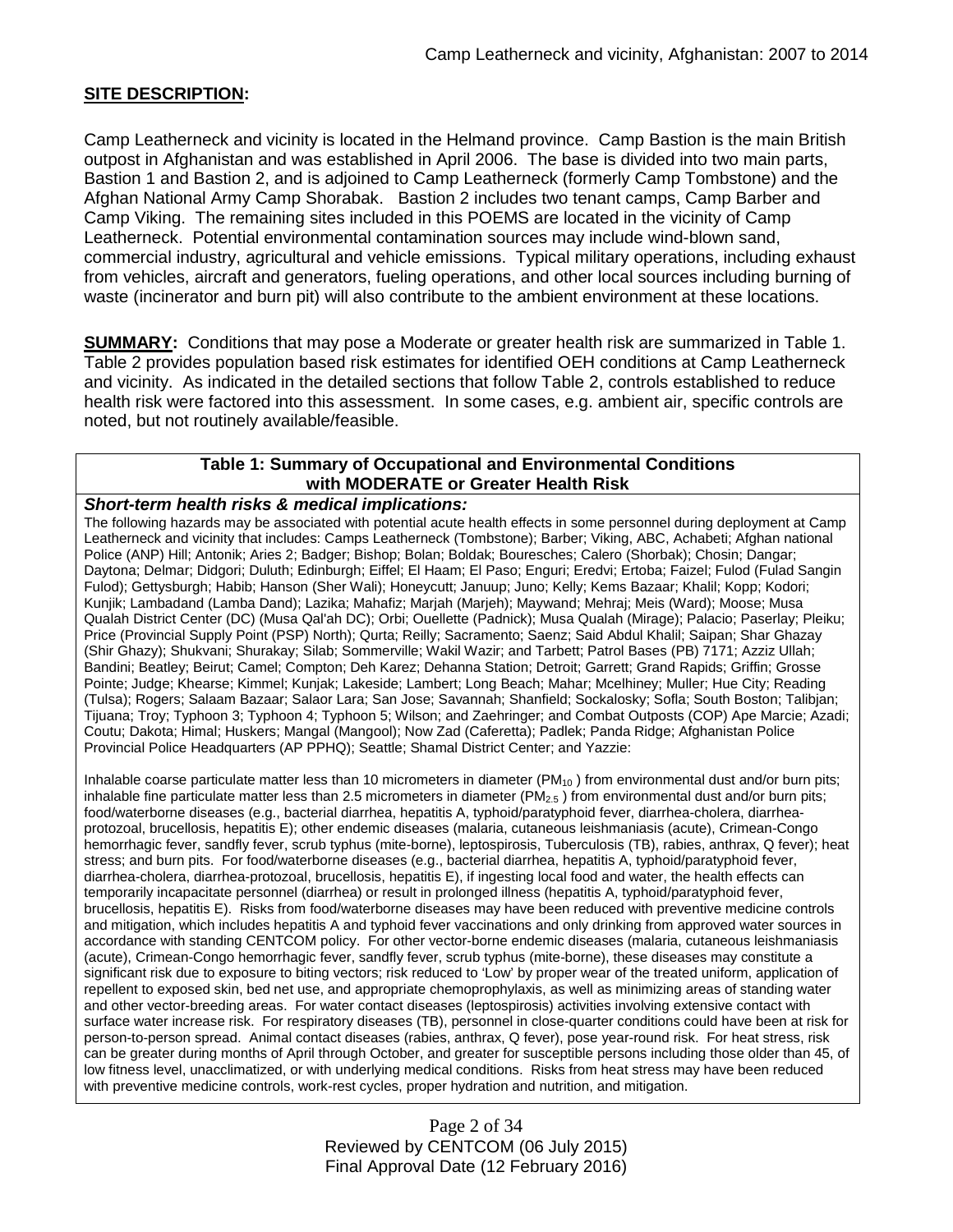## SITE DESCRIPTION:

Camp Leatherneck and vicinity is located in the Helmand province. Camp Bastion is the main British outpost in Afghanistan and was established in April 2006. The base is divided into two main parts, Bastion 1 and Bastion 2, and is adjoined to Camp Leatherneck (formerly Camp Tombstone) and the Afghan National Army Camp Shorabak. Bastion 2 includes two tenant camps, Camp Barber and Camp Viking. The remaining sites included in this POEMS are located in the vicinity of Camp Leatherneck. Potential environmental contamination sources may include wind-blown sand, commercial industry, agricultural and vehicle emissions. Typical military operations, including exhaust from vehicles, aircraft and generators, fueling operations, and other local sources including burning of waste (incinerator and burn pit) will also contribute to the ambient environment at these locations.

**SUMMARY:** Conditions that may pose a Moderate or greater health risk are summarized in Table 1. Table 2 provides population based risk estimates for identified OEH conditions at Camp Leatherneck and vicinity. As indicated in the detailed sections that follow Table 2, controls established to reduce health risk were factored into this assessment. In some cases, e.g. ambient air, specific controls are noted, but not routinely available/feasible.

| Table 1: Summary of Occupational and Environmental Conditions with MODERATE or Greater Health Risk |
|---|
| ***Short-term health risks & medical implications:*** <br> The following hazards may be associated with potential acute health effects in some personnel during deployment at Camp Leatherneck and vicinity that includes: Camps Leatherneck (Tombstone); Barber; Viking, ABC, Achabeti; Afghan national Police (ANP) Hill; Antonik; Aries 2; Badger; Bishop; Bolan; Boldak; Bouresches; Calero (Shorbak); Chosin; Dangar; Daytona; Delmar; Didgori; Duluth; Edinburgh; Eiffel; El Haam; El Paso; Enguri; Eredvi; Ertoba; Faizel; Fulod (Fulad Sangin Fulod); Gettysburgh; Habib; Hanson (Sher Wali); Honeycutt; Januup; Juno; Kelly; Kems Bazaar; Khalil; Kopp; Kodori; Kunjik; Lambadand (Lamba Dand); Lazika; Mahafiz; Marjah (Marjeh); Maywand; Mehraj; Meis (Ward); Moose; Musa Qualah District Center (DC) (Musa Qal'ah DC); Orbi; Ouellette (Padnick); Musa Qualah (Mirage); Palacio; Paserlay; Pleiku; Price (Provincial Supply Point (PSP) North); Qurta; Reilly; Sacramento; Saenz; Said Abdul Khalil; Saipan; Shar Ghazay (Shir Ghazy); Shukvani; Shurakay; Silab; Sommerville; Wakil Wazir; and Tarbett; Patrol Bases (PB) 7171; Azziz Ullah; Bandini; Beatley; Beirut; Camel; Compton; Deh Karez; Dehanna Station; Detroit; Garrett; Grand Rapids; Griffin; Grosse Pointe; Judge; Khearse; Kimmel; Kunjak; Lakeside; Lambert; Long Beach; Mahar; Mcelhiney; Muller; Hue City; Reading (Tulsa); Rogers; Salaam Bazaar; Salaor Lara; San Jose; Savannah; Shanfield; Sockalosky; Sofla; South Boston; Talibjan; Tijuana; Troy; Typhoon 3; Typhoon 4; Typhoon 5; Wilson; and Zaehringer; and Combat Outposts (COP) Ape Marcie; Azadi; Coutu; Dakota; Himal; Huskers; Mangal (Mangool); Now Zad (Caferetta); Padlek; Panda Ridge; Afghanistan Police Provincial Police Headquarters (AP PPHQ); Seattle; Shamal District Center; and Yazzie: <br><br> Inhalable coarse particulate matter less than 10 micrometers in diameter ($PM_{10}$) from environmental dust and/or burn pits; inhalable fine particulate matter less than 2.5 micrometers in diameter ($PM_{2.5}$) from environmental dust and/or burn pits; food/waterborne diseases (e.g., bacterial diarrhea, hepatitis A, typhoid/paratyphoid fever, diarrhea-cholera, diarrhea-protozoal, brucellosis, hepatitis E); other endemic diseases (malaria, cutaneous leishmaniasis (acute), Crimean-Congo hemorrhagic fever, sandfly fever, scrub typhus (mite-borne), leptospirosis, Tuberculosis (TB), rabies, anthrax, Q fever); heat stress; and burn pits. For food/waterborne diseases (e.g., bacterial diarrhea, hepatitis A, typhoid/paratyphoid fever, diarrhea-cholera, diarrhea-protozoal, brucellosis, hepatitis E), if ingesting local food and water, the health effects can temporarily incapacitate personnel (diarrhea) or result in prolonged illness (hepatitis A, typhoid/paratyphoid fever, brucellosis, hepatitis E). Risks from food/waterborne diseases may have been reduced with preventive medicine controls and mitigation, which includes hepatitis A and typhoid fever vaccinations and only drinking from approved water sources in accordance with standing CENTCOM policy. For other vector-borne endemic diseases (malaria, cutaneous leishmaniasis (acute), Crimean-Congo hemorrhagic fever, sandfly fever, scrub typhus (mite-borne), these diseases may constitute a significant risk due to exposure to biting vectors; risk reduced to 'Low' by proper wear of the treated uniform, application of repellent to exposed skin, bed net use, and appropriate chemoprophylaxis, as well as minimizing areas of standing water and other vector-breeding areas. For water contact diseases (leptospirosis) activities involving extensive contact with surface water increase risk. For respiratory diseases (TB), personnel in close-quarter conditions could have been at risk for person-to-person spread. Animal contact diseases (rabies, anthrax, Q fever), pose year-round risk. For heat stress, risk can be greater during months of April through October, and greater for susceptible persons including those older than 45, of low fitness level, unacclimatized, or with underlying medical conditions. Risks from heat stress may have been reduced with preventive medicine controls, work-rest cycles, proper hydration and nutrition, and mitigation. |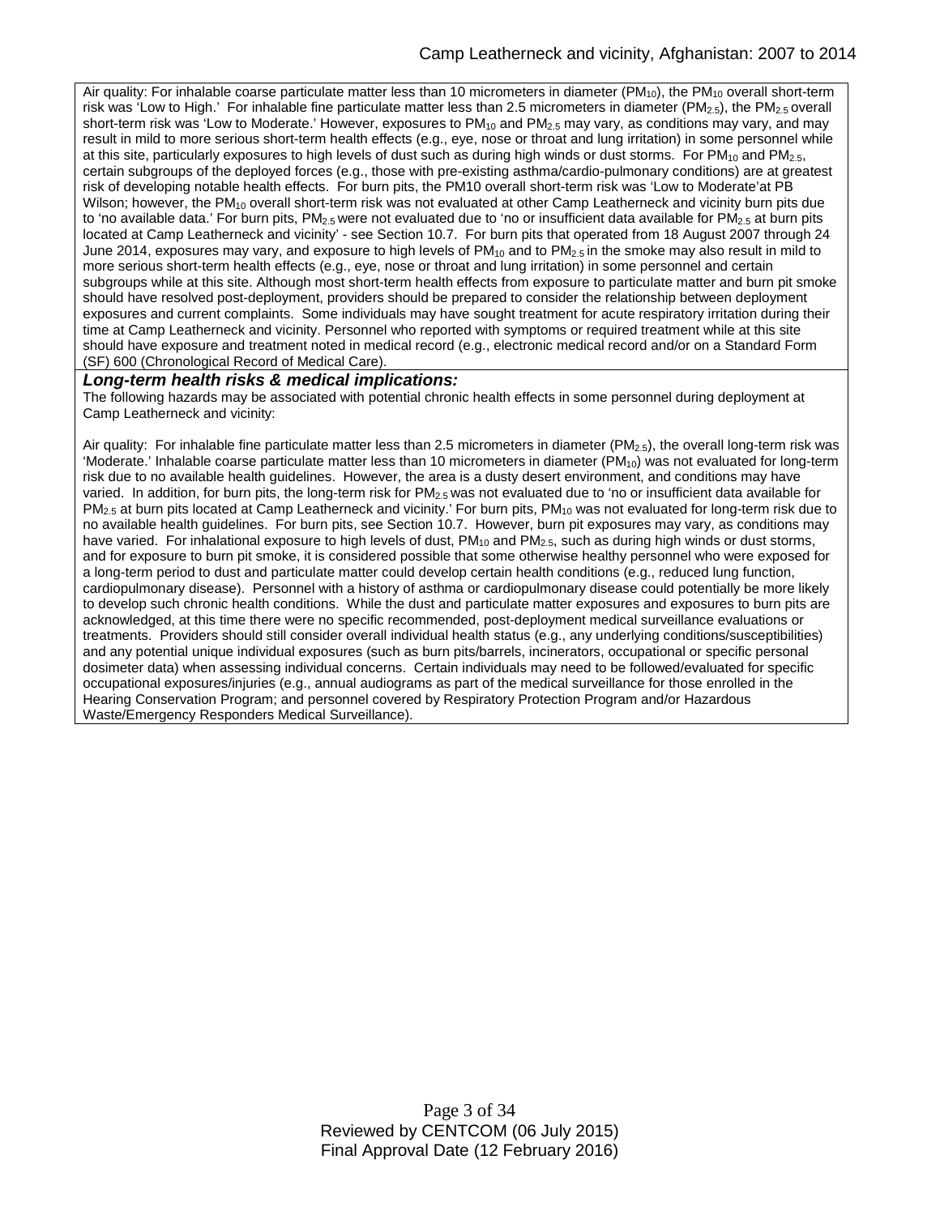Air quality: For inhalable coarse particulate matter less than 10 micrometers in diameter ($PM_{10}$), the $PM_{10}$ overall short-term risk was 'Low to High.' For inhalable fine particulate matter less than 2.5 micrometers in diameter ($PM_{2.5}$), the $PM_{2.5}$ overall short-term risk was 'Low to Moderate.' However, exposures to $PM_{10}$ and $PM_{2.5}$ may vary, as conditions may vary, and may result in mild to more serious short-term health effects (e.g., eye, nose or throat and lung irritation) in some personnel while at this site, particularly exposures to high levels of dust such as during high winds or dust storms. For $PM_{10}$ and $PM_{2.5}$, certain subgroups of the deployed forces (e.g., those with pre-existing asthma/cardio-pulmonary conditions) are at greatest risk of developing notable health effects. For burn pits, the PM10 overall short-term risk was 'Low to Moderate'at PB Wilson; however, the $PM_{10}$ overall short-term risk was not evaluated at other Camp Leatherneck and vicinity burn pits due to 'no available data.' For burn pits, $PM_{2.5}$ were not evaluated due to 'no or insufficient data available for $PM_{2.5}$ at burn pits located at Camp Leatherneck and vicinity' - see Section 10.7. For burn pits that operated from 18 August 2007 through 24 June 2014, exposures may vary, and exposure to high levels of $PM_{10}$ and to $PM_{2.5}$ in the smoke may also result in mild to more serious short-term health effects (e.g., eye, nose or throat and lung irritation) in some personnel and certain subgroups while at this site. Although most short-term health effects from exposure to particulate matter and burn pit smoke should have resolved post-deployment, providers should be prepared to consider the relationship between deployment exposures and current complaints. Some individuals may have sought treatment for acute respiratory irritation during their time at Camp Leatherneck and vicinity. Personnel who reported with symptoms or required treatment while at this site should have exposure and treatment noted in medical record (e.g., electronic medical record and/or on a Standard Form (SF) 600 (Chronological Record of Medical Care).

***Long-term health risks & medical implications:***

The following hazards may be associated with potential chronic health effects in some personnel during deployment at Camp Leatherneck and vicinity:

Air quality: For inhalable fine particulate matter less than 2.5 micrometers in diameter ($PM_{2.5}$), the overall long-term risk was 'Moderate.' Inhalable coarse particulate matter less than 10 micrometers in diameter ($PM_{10}$) was not evaluated for long-term risk due to no available health guidelines. However, the area is a dusty desert environment, and conditions may have varied. In addition, for burn pits, the long-term risk for $PM_{2.5}$ was not evaluated due to 'no or insufficient data available for $PM_{2.5}$ at burn pits located at Camp Leatherneck and vicinity.' For burn pits, $PM_{10}$ was not evaluated for long-term risk due to no available health guidelines. For burn pits, see Section 10.7. However, burn pit exposures may vary, as conditions may have varied. For inhalational exposure to high levels of dust, $PM_{10}$ and $PM_{2.5}$, such as during high winds or dust storms, and for exposure to burn pit smoke, it is considered possible that some otherwise healthy personnel who were exposed for a long-term period to dust and particulate matter could develop certain health conditions (e.g., reduced lung function, cardiopulmonary disease). Personnel with a history of asthma or cardiopulmonary disease could potentially be more likely to develop such chronic health conditions. While the dust and particulate matter exposures and exposures to burn pits are acknowledged, at this time there were no specific recommended, post-deployment medical surveillance evaluations or treatments. Providers should still consider overall individual health status (e.g., any underlying conditions/susceptibilities) and any potential unique individual exposures (such as burn pits/barrels, incinerators, occupational or specific personal dosimeter data) when assessing individual concerns. Certain individuals may need to be followed/evaluated for specific occupational exposures/injuries (e.g., annual audiograms as part of the medical surveillance for those enrolled in the Hearing Conservation Program; and personnel covered by Respiratory Protection Program and/or Hazardous Waste/Emergency Responders Medical Surveillance).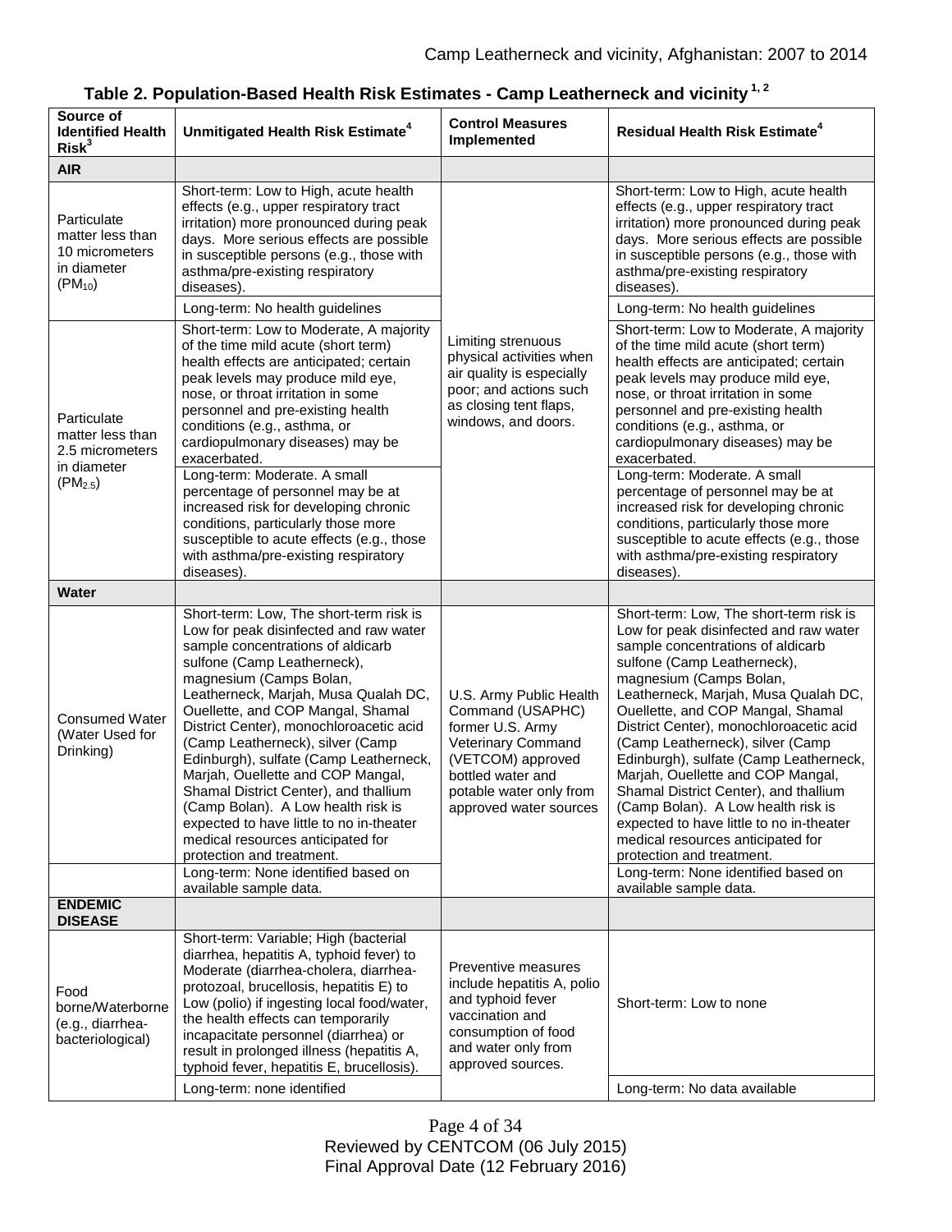**Table 2. Population-Based Health Risk Estimates - Camp Leatherneck and vicinity [1, 2]**

| Source of Identified Health Risk[3] | Unmitigated Health Risk Estimate[4] | Control Measures Implemented | Residual Health Risk Estimate[4] |
|---|---|---|---|
| **AIR** | | | |
| Particulate matter less than 10 micrometers in diameter ($PM_{10}$) | Short-term: Low to High, acute health effects (e.g., upper respiratory tract irritation) more pronounced during peak days. More serious effects are possible in susceptible persons (e.g., those with asthma/pre-existing respiratory diseases). | Limiting strenuous physical activities when air quality is especially poor; and actions such as closing tent flaps, windows, and doors. | Short-term: Low to High, acute health effects (e.g., upper respiratory tract irritation) more pronounced during peak days. More serious effects are possible in susceptible persons (e.g., those with asthma/pre-existing respiratory diseases). |
| | Long-term: No health guidelines | | Long-term: No health guidelines |
| Particulate matter less than 2.5 micrometers in diameter ($PM_{2.5}$) | Short-term: Low to Moderate, A majority of the time mild acute (short term) health effects are anticipated; certain peak levels may produce mild eye, nose, or throat irritation in some personnel and pre-existing health conditions (e.g., asthma, or cardiopulmonary diseases) may be exacerbated. | | Short-term: Low to Moderate, A majority of the time mild acute (short term) health effects are anticipated; certain peak levels may produce mild eye, nose, or throat irritation in some personnel and pre-existing health conditions (e.g., asthma, or cardiopulmonary diseases) may be exacerbated. |
| | Long-term: Moderate. A small percentage of personnel may be at increased risk for developing chronic conditions, particularly those more susceptible to acute effects (e.g., those with asthma/pre-existing respiratory diseases). | | Long-term: Moderate. A small percentage of personnel may be at increased risk for developing chronic conditions, particularly those more susceptible to acute effects (e.g., those with asthma/pre-existing respiratory diseases). |
| **Water** | | | |
| Consumed Water (Water Used for Drinking) | Short-term: Low, The short-term risk is Low for peak disinfected and raw water sample concentrations of aldicarb sulfone (Camp Leatherneck), magnesium (Camps Bolan, Leatherneck, Marjah, Musa Qualah DC, Ouellette, and COP Mangal, Shamal District Center), monochloroacetic acid (Camp Leatherneck), silver (Camp Edinburgh), sulfate (Camp Leatherneck, Marjah, Ouellette and COP Mangal, Shamal District Center), and thallium (Camp Bolan). A Low health risk is expected to have little to no in-theater medical resources anticipated for protection and treatment. | U.S. Army Public Health Command (USAPHC) former U.S. Army Veterinary Command (VETCOM) approved bottled water and potable water only from approved water sources | Short-term: Low, The short-term risk is Low for peak disinfected and raw water sample concentrations of aldicarb sulfone (Camp Leatherneck), magnesium (Camps Bolan, Leatherneck, Marjah, Musa Qualah DC, Ouellette, and COP Mangal, Shamal District Center), monochloroacetic acid (Camp Leatherneck), silver (Camp Edinburgh), sulfate (Camp Leatherneck, Marjah, Ouellette and COP Mangal, Shamal District Center), and thallium (Camp Bolan). A Low health risk is expected to have little to no in-theater medical resources anticipated for protection and treatment. |
| | Long-term: None identified based on available sample data. | | Long-term: None identified based on available sample data. |
| **ENDEMIC DISEASE** | | | |
| Food borne/Waterborne (e.g., diarrhea-bacteriological) | Short-term: Variable; High (bacterial diarrhea, hepatitis A, typhoid fever) to Moderate (diarrhea-cholera, diarrhea-protozoal, brucellosis, hepatitis E) to Low (polio) if ingesting local food/water, the health effects can temporarily incapacitate personnel (diarrhea) or result in prolonged illness (hepatitis A, typhoid fever, hepatitis E, brucellosis). | Preventive measures include hepatitis A, polio and typhoid fever vaccination and consumption of food and water only from approved sources. | Short-term: Low to none |
| | Long-term: none identified | | Long-term: No data available |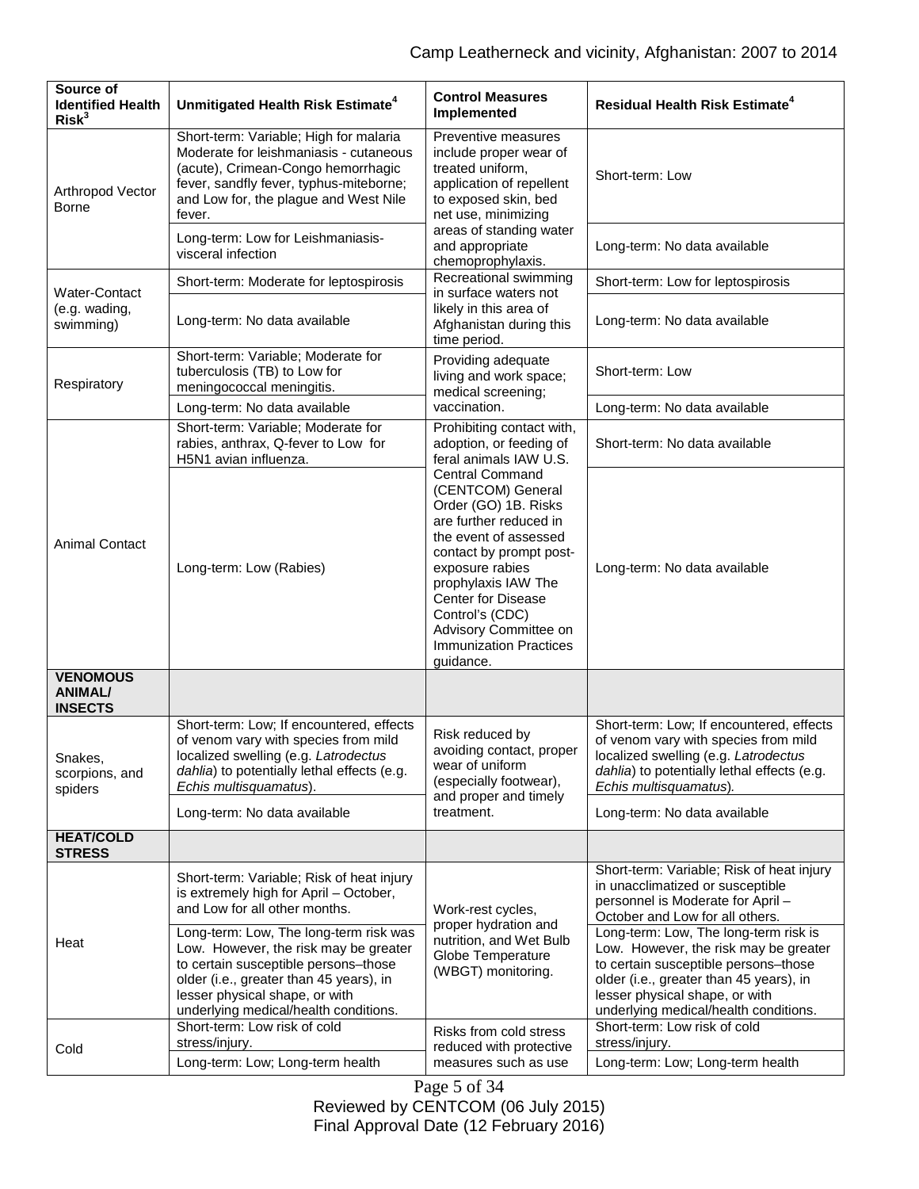| Source of Identified Health Risk[3] | Unmitigated Health Risk Estimate[4] | Control Measures Implemented | Residual Health Risk Estimate[4] |
|---|---|---|---|
| Arthropod Vector Borne | Short-term: Variable; High for malaria Moderate for leishmaniasis - cutaneous (acute), Crimean-Congo hemorrhagic fever, sandfly fever, typhus-miteborne; and Low for, the plague and West Nile fever. | Preventive measures include proper wear of treated uniform, application of repellent to exposed skin, bed net use, minimizing areas of standing water and appropriate chemoprophylaxis. | Short-term: Low |
| | Long-term: Low for Leishmaniasis-visceral infection | | Long-term: No data available |
| Water-Contact (e.g. wading, swimming) | Short-term: Moderate for leptospirosis | Recreational swimming in surface waters not likely in this area of Afghanistan during this time period. | Short-term: Low for leptospirosis |
| | Long-term: No data available | | Long-term: No data available |
| Respiratory | Short-term: Variable; Moderate for tuberculosis (TB) to Low for meningococcal meningitis. | Providing adequate living and work space; medical screening; vaccination. | Short-term: Low |
| | Long-term: No data available | | Long-term: No data available |
| Animal Contact | Short-term: Variable; Moderate for rabies, anthrax, Q-fever to Low for H5N1 avian influenza. | Prohibiting contact with, adoption, or feeding of feral animals IAW U.S. Central Command (CENTCOM) General Order (GO) 1B. Risks are further reduced in the event of assessed contact by prompt post-exposure rabies prophylaxis IAW The Center for Disease Control's (CDC) Advisory Committee on Immunization Practices guidance. | Short-term: No data available |
| | Long-term: Low (Rabies) | | Long-term: No data available |
| **VENOMOUS ANIMAL/ INSECTS** | | | |
| Snakes, scorpions, and spiders | Short-term: Low; If encountered, effects of venom vary with species from mild localized swelling (e.g. *Latrodectus dahlia*) to potentially lethal effects (e.g. *Echis multisquamatus*). | Risk reduced by avoiding contact, proper wear of uniform (especially footwear), and proper and timely treatment. | Short-term: Low; If encountered, effects of venom vary with species from mild localized swelling (e.g. *Latrodectus dahlia*) to potentially lethal effects (e.g. *Echis multisquamatus*). |
| | Long-term: No data available | | Long-term: No data available |
| **HEAT/COLD STRESS** | | | |
| Heat | Short-term: Variable; Risk of heat injury is extremely high for April – October, and Low for all other months. | Work-rest cycles, proper hydration and nutrition, and Wet Bulb Globe Temperature (WBGT) monitoring. | Short-term: Variable; Risk of heat injury in unacclimatized or susceptible personnel is Moderate for April – October and Low for all others. |
| | Long-term: Low, The long-term risk was Low. However, the risk may be greater to certain susceptible persons–those older (i.e., greater than 45 years), in lesser physical shape, or with underlying medical/health conditions. | | Long-term: Low, The long-term risk is Low. However, the risk may be greater to certain susceptible persons–those older (i.e., greater than 45 years), in lesser physical shape, or with underlying medical/health conditions. |
| Cold | Short-term: Low risk of cold stress/injury. | Risks from cold stress reduced with protective measures such as use | Short-term: Low risk of cold stress/injury. |
| | Long-term: Low; Long-term health | | Long-term: Low; Long-term health |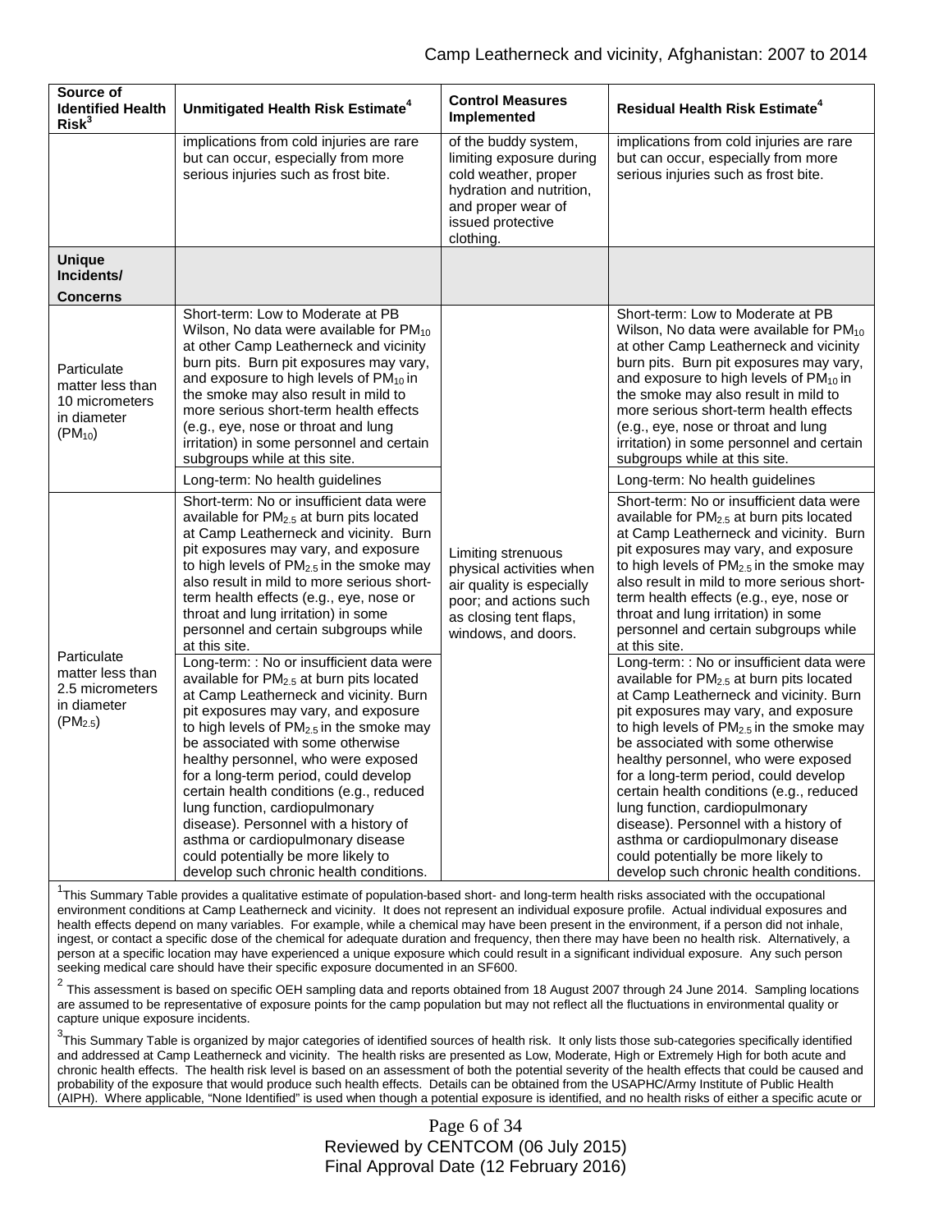| Source of Identified Health Risk[3] | Unmitigated Health Risk Estimate[4] | Control Measures Implemented | Residual Health Risk Estimate[4] |
|---|---|---|---|
| | implications from cold injuries are rare but can occur, especially from more serious injuries such as frost bite. | of the buddy system, limiting exposure during cold weather, proper hydration and nutrition, and proper wear of issued protective clothing. | implications from cold injuries are rare but can occur, especially from more serious injuries such as frost bite. |
| **Unique Incidents/ Concerns** | | | |
| Particulate matter less than 10 micrometers in diameter ($PM_{10}$) | Short-term: Low to Moderate at PB Wilson, No data were available for $PM_{10}$ at other Camp Leatherneck and vicinity burn pits. Burn pit exposures may vary, and exposure to high levels of $PM_{10}$ in the smoke may also result in mild to more serious short-term health effects (e.g., eye, nose or throat and lung irritation) in some personnel and certain subgroups while at this site. | Limiting strenuous physical activities when air quality is especially poor; and actions such as closing tent flaps, windows, and doors. | Short-term: Low to Moderate at PB Wilson, No data were available for $PM_{10}$ at other Camp Leatherneck and vicinity burn pits. Burn pit exposures may vary, and exposure to high levels of $PM_{10}$ in the smoke may also result in mild to more serious short-term health effects (e.g., eye, nose or throat and lung irritation) in some personnel and certain subgroups while at this site. |
| | Long-term: No health guidelines | | Long-term: No health guidelines |
| Particulate matter less than 2.5 micrometers in diameter ($PM_{2.5}$) | Short-term: No or insufficient data were available for $PM_{2.5}$ at burn pits located at Camp Leatherneck and vicinity. Burn pit exposures may vary, and exposure to high levels of $PM_{2.5}$ in the smoke may also result in mild to more serious short-term health effects (e.g., eye, nose or throat and lung irritation) in some personnel and certain subgroups while at this site. | | Short-term: No or insufficient data were available for $PM_{2.5}$ at burn pits located at Camp Leatherneck and vicinity. Burn pit exposures may vary, and exposure to high levels of $PM_{2.5}$ in the smoke may also result in mild to more serious short-term health effects (e.g., eye, nose or throat and lung irritation) in some personnel and certain subgroups while at this site. |
| | Long-term: : No or insufficient data were available for $PM_{2.5}$ at burn pits located at Camp Leatherneck and vicinity. Burn pit exposures may vary, and exposure to high levels of $PM_{2.5}$ in the smoke may be associated with some otherwise healthy personnel, who were exposed for a long-term period, could develop certain health conditions (e.g., reduced lung function, cardiopulmonary disease). Personnel with a history of asthma or cardiopulmonary disease could potentially be more likely to develop such chronic health conditions. | | Long-term: : No or insufficient data were available for $PM_{2.5}$ at burn pits located at Camp Leatherneck and vicinity. Burn pit exposures may vary, and exposure to high levels of $PM_{2.5}$ in the smoke may be associated with some otherwise healthy personnel, who were exposed for a long-term period, could develop certain health conditions (e.g., reduced lung function, cardiopulmonary disease). Personnel with a history of asthma or cardiopulmonary disease could potentially be more likely to develop such chronic health conditions. |

[1]This Summary Table provides a qualitative estimate of population-based short- and long-term health risks associated with the occupational environment conditions at Camp Leatherneck and vicinity. It does not represent an individual exposure profile. Actual individual exposures and health effects depend on many variables. For example, while a chemical may have been present in the environment, if a person did not inhale, ingest, or contact a specific dose of the chemical for adequate duration and frequency, then there may have been no health risk. Alternatively, a person at a specific location may have experienced a unique exposure which could result in a significant individual exposure. Any such person seeking medical care should have their specific exposure documented in an SF600.

[2] This assessment is based on specific OEH sampling data and reports obtained from 18 August 2007 through 24 June 2014. Sampling locations are assumed to be representative of exposure points for the camp population but may not reflect all the fluctuations in environmental quality or capture unique exposure incidents.

[3]This Summary Table is organized by major categories of identified sources of health risk. It only lists those sub-categories specifically identified and addressed at Camp Leatherneck and vicinity. The health risks are presented as Low, Moderate, High or Extremely High for both acute and chronic health effects. The health risk level is based on an assessment of both the potential severity of the health effects that could be caused and probability of the exposure that would produce such health effects. Details can be obtained from the USAPHC/Army Institute of Public Health (AIPH). Where applicable, "None Identified" is used when though a potential exposure is identified, and no health risks of either a specific acute or

Reviewed by CENTCOM (06 July 2015)
Final Approval Date (12 February 2016)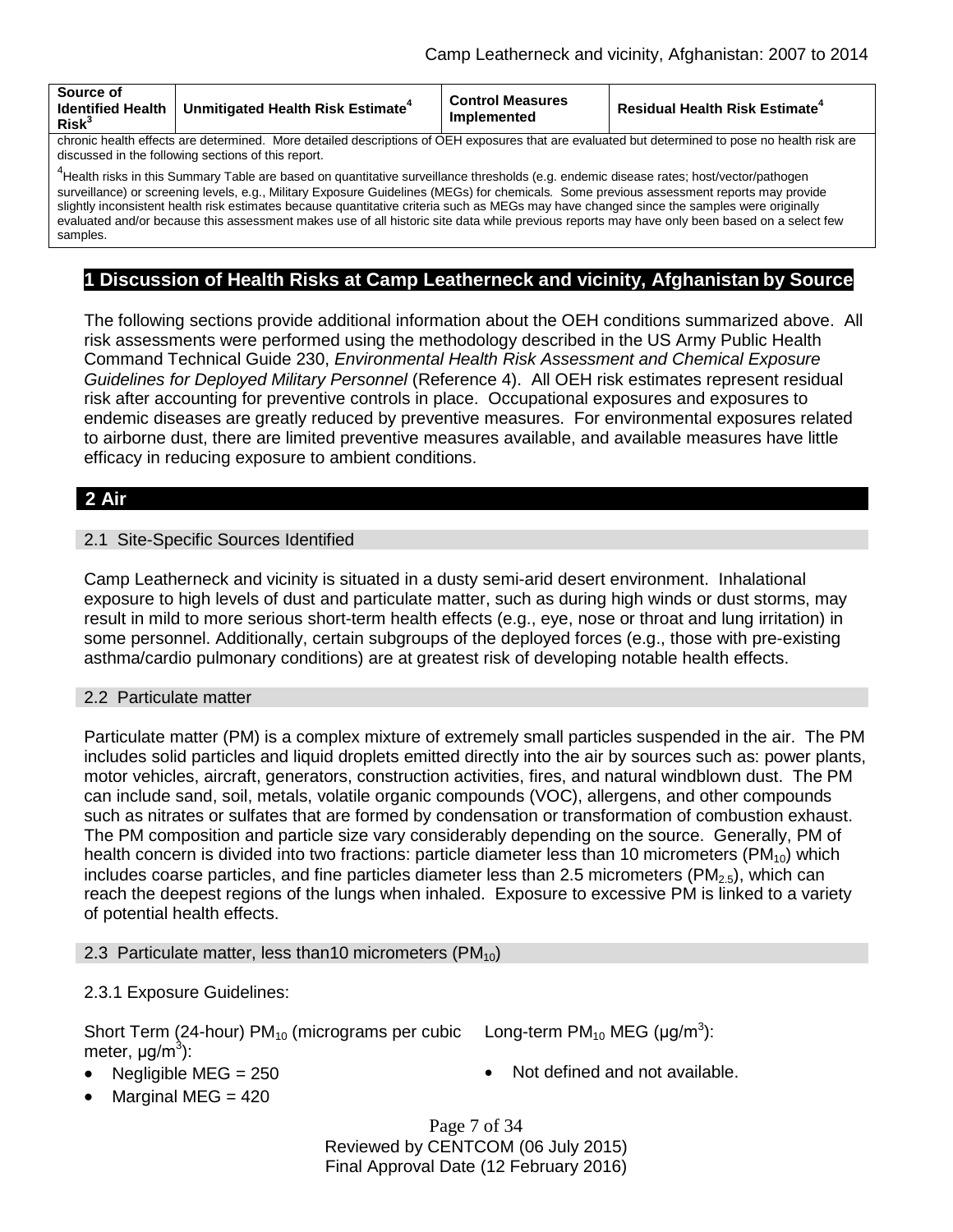| Source of Identified Health Risk[3] | Unmitigated Health Risk Estimate[4] | Control Measures Implemented | Residual Health Risk Estimate[4] |
|---|---|---|---|
| chronic health effects are determined. More detailed descriptions of OEH exposures that are evaluated but determined to pose no health risk are discussed in the following sections of this report. | | | |
| [4]Health risks in this Summary Table are based on quantitative surveillance thresholds (e.g. endemic disease rates; host/vector/pathogen surveillance) or screening levels, e.g., Military Exposure Guidelines (MEGs) for chemicals. Some previous assessment reports may provide slightly inconsistent health risk estimates because quantitative criteria such as MEGs may have changed since the samples were originally evaluated and/or because this assessment makes use of all historic site data while previous reports may have only been based on a select few samples. | | | |

# 1 Discussion of Health Risks at Camp Leatherneck and vicinity, Afghanistan by Source

The following sections provide additional information about the OEH conditions summarized above. All risk assessments were performed using the methodology described in the US Army Public Health Command Technical Guide 230, *Environmental Health Risk Assessment and Chemical Exposure Guidelines for Deployed Military Personnel* (Reference 4). All OEH risk estimates represent residual risk after accounting for preventive controls in place. Occupational exposures and exposures to endemic diseases are greatly reduced by preventive measures. For environmental exposures related to airborne dust, there are limited preventive measures available, and available measures have little efficacy in reducing exposure to ambient conditions.

# 2 Air

## 2.1 Site-Specific Sources Identified

Camp Leatherneck and vicinity is situated in a dusty semi-arid desert environment. Inhalational exposure to high levels of dust and particulate matter, such as during high winds or dust storms, may result in mild to more serious short-term health effects (e.g., eye, nose or throat and lung irritation) in some personnel. Additionally, certain subgroups of the deployed forces (e.g., those with pre-existing asthma/cardio pulmonary conditions) are at greatest risk of developing notable health effects.

## 2.2 Particulate matter

Particulate matter (PM) is a complex mixture of extremely small particles suspended in the air. The PM includes solid particles and liquid droplets emitted directly into the air by sources such as: power plants, motor vehicles, aircraft, generators, construction activities, fires, and natural windblown dust. The PM can include sand, soil, metals, volatile organic compounds (VOC), allergens, and other compounds such as nitrates or sulfates that are formed by condensation or transformation of combustion exhaust. The PM composition and particle size vary considerably depending on the source. Generally, PM of health concern is divided into two fractions: particle diameter less than 10 micrometers ($PM_{10}$) which includes coarse particles, and fine particles diameter less than 2.5 micrometers ($PM_{2.5}$), which can reach the deepest regions of the lungs when inhaled. Exposure to excessive PM is linked to a variety of potential health effects.

## 2.3 Particulate matter, less than10 micrometers ($PM_{10}$)

2.3.1 Exposure Guidelines:

Short Term (24-hour) $PM_{10}$ (micrograms per cubic meter, $\mu g/m^3$):

- Negligible MEG = 250
- Marginal MEG = 420

Long-term $PM_{10}$ MEG ($\mu g/m^3$):

- Not defined and not available.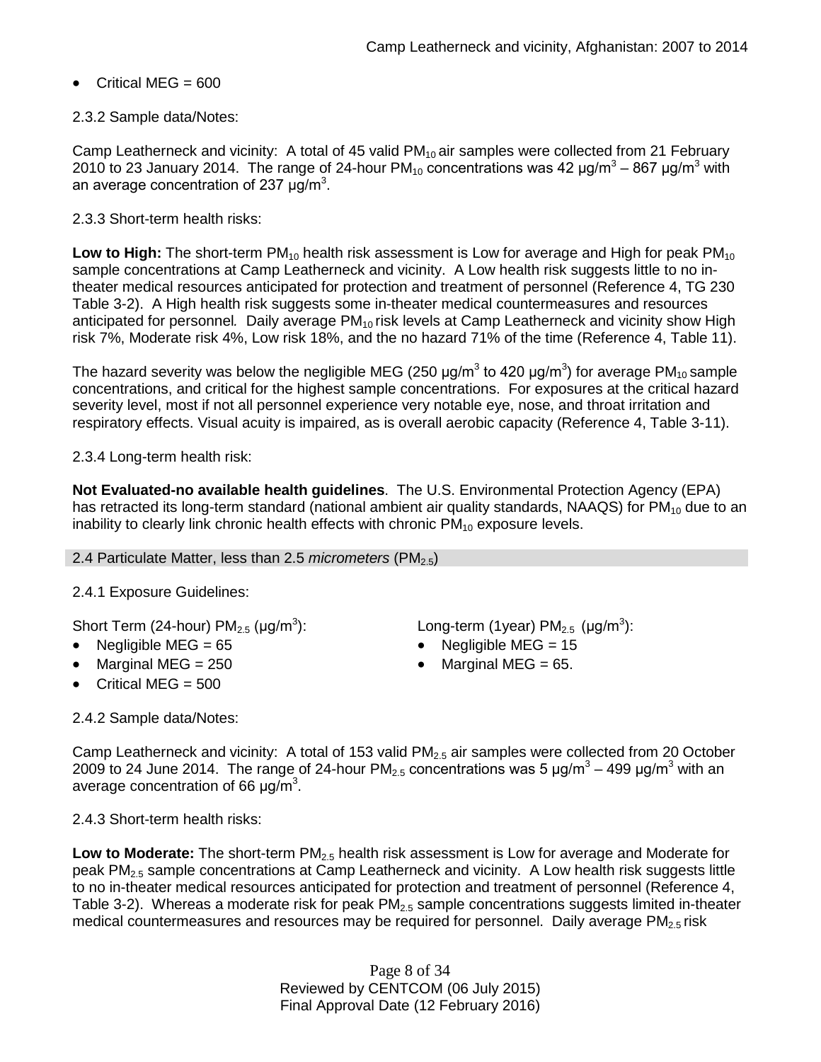- Critical MEG = 600

2.3.2 Sample data/Notes:

Camp Leatherneck and vicinity: A total of 45 valid $PM_{10}$ air samples were collected from 21 February 2010 to 23 January 2014. The range of 24-hour $PM_{10}$ concentrations was 42 μg/$m^3$ – 867 μg/$m^3$ with an average concentration of 237 μg/$m^3$.

2.3.3 Short-term health risks:

**Low to High:** The short-term $PM_{10}$ health risk assessment is Low for average and High for peak $PM_{10}$ sample concentrations at Camp Leatherneck and vicinity. A Low health risk suggests little to no in-theater medical resources anticipated for protection and treatment of personnel (Reference 4, TG 230 Table 3-2). A High health risk suggests some in-theater medical countermeasures and resources anticipated for personnel. Daily average $PM_{10}$ risk levels at Camp Leatherneck and vicinity show High risk 7%, Moderate risk 4%, Low risk 18%, and the no hazard 71% of the time (Reference 4, Table 11).

The hazard severity was below the negligible MEG (250 μg/$m^3$ to 420 μg/$m^3$) for average $PM_{10}$ sample concentrations, and critical for the highest sample concentrations. For exposures at the critical hazard severity level, most if not all personnel experience very notable eye, nose, and throat irritation and respiratory effects. Visual acuity is impaired, as is overall aerobic capacity (Reference 4, Table 3-11).

2.3.4 Long-term health risk:

**Not Evaluated-no available health guidelines**. The U.S. Environmental Protection Agency (EPA) has retracted its long-term standard (national ambient air quality standards, NAAQS) for $PM_{10}$ due to an inability to clearly link chronic health effects with chronic $PM_{10}$ exposure levels.

## 2.4 Particulate Matter, less than 2.5 *micrometers* ($PM_{2.5}$)

2.4.1 Exposure Guidelines:

Short Term (24-hour) $PM_{2.5}$ (μg/$m^3$):

- Negligible MEG = 65
- Marginal MEG = 250
- Critical MEG = 500

Long-term (1year) $PM_{2.5}$ (μg/$m^3$):

- Negligible MEG = 15
- Marginal MEG = 65.

2.4.2 Sample data/Notes:

Camp Leatherneck and vicinity: A total of 153 valid $PM_{2.5}$ air samples were collected from 20 October 2009 to 24 June 2014. The range of 24-hour $PM_{2.5}$ concentrations was 5 μg/$m^3$ – 499 μg/$m^3$ with an average concentration of 66 μg/$m^3$.

2.4.3 Short-term health risks:

**Low to Moderate:** The short-term $PM_{2.5}$ health risk assessment is Low for average and Moderate for peak $PM_{2.5}$ sample concentrations at Camp Leatherneck and vicinity. A Low health risk suggests little to no in-theater medical resources anticipated for protection and treatment of personnel (Reference 4, Table 3-2). Whereas a moderate risk for peak $PM_{2.5}$ sample concentrations suggests limited in-theater medical countermeasures and resources may be required for personnel. Daily average $PM_{2.5}$ risk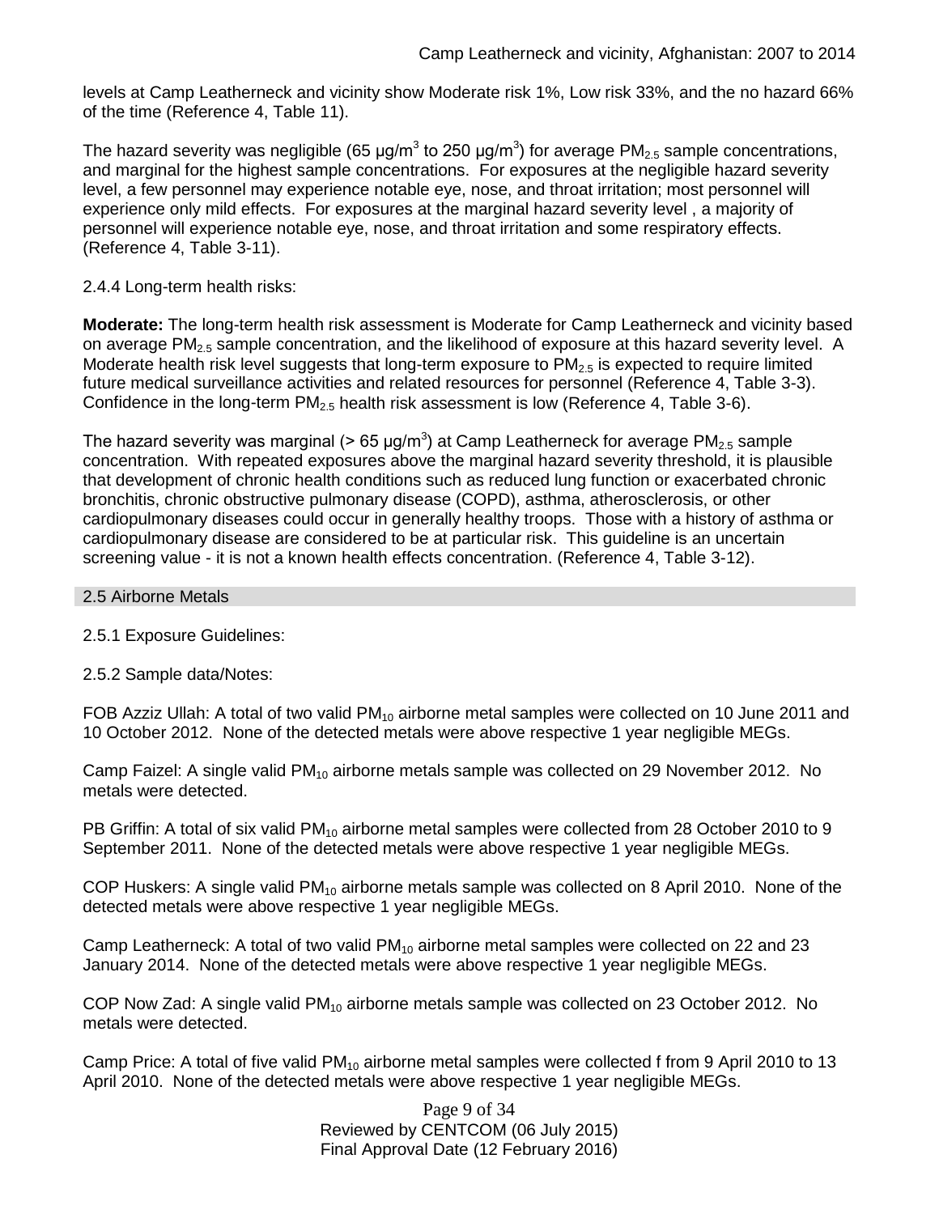levels at Camp Leatherneck and vicinity show Moderate risk 1%, Low risk 33%, and the no hazard 66% of the time (Reference 4, Table 11).

The hazard severity was negligible (65 μg/m$^3$ to 250 μg/m$^3$) for average $PM_{2.5}$ sample concentrations, and marginal for the highest sample concentrations. For exposures at the negligible hazard severity level, a few personnel may experience notable eye, nose, and throat irritation; most personnel will experience only mild effects. For exposures at the marginal hazard severity level , a majority of personnel will experience notable eye, nose, and throat irritation and some respiratory effects. (Reference 4, Table 3-11).

2.4.4 Long-term health risks:

**Moderate:** The long-term health risk assessment is Moderate for Camp Leatherneck and vicinity based on average $PM_{2.5}$ sample concentration, and the likelihood of exposure at this hazard severity level. A Moderate health risk level suggests that long-term exposure to $PM_{2.5}$ is expected to require limited future medical surveillance activities and related resources for personnel (Reference 4, Table 3-3). Confidence in the long-term $PM_{2.5}$ health risk assessment is low (Reference 4, Table 3-6).

The hazard severity was marginal (> 65 μg/m$^3$) at Camp Leatherneck for average $PM_{2.5}$ sample concentration. With repeated exposures above the marginal hazard severity threshold, it is plausible that development of chronic health conditions such as reduced lung function or exacerbated chronic bronchitis, chronic obstructive pulmonary disease (COPD), asthma, atherosclerosis, or other cardiopulmonary diseases could occur in generally healthy troops. Those with a history of asthma or cardiopulmonary disease are considered to be at particular risk. This guideline is an uncertain screening value - it is not a known health effects concentration. (Reference 4, Table 3-12).

## 2.5 Airborne Metals

2.5.1 Exposure Guidelines:

2.5.2 Sample data/Notes:

FOB Azziz Ullah: A total of two valid $PM_{10}$ airborne metal samples were collected on 10 June 2011 and 10 October 2012. None of the detected metals were above respective 1 year negligible MEGs.

Camp Faizel: A single valid $PM_{10}$ airborne metals sample was collected on 29 November 2012. No metals were detected.

PB Griffin: A total of six valid $PM_{10}$ airborne metal samples were collected from 28 October 2010 to 9 September 2011. None of the detected metals were above respective 1 year negligible MEGs.

COP Huskers: A single valid $PM_{10}$ airborne metals sample was collected on 8 April 2010. None of the detected metals were above respective 1 year negligible MEGs.

Camp Leatherneck: A total of two valid $PM_{10}$ airborne metal samples were collected on 22 and 23 January 2014. None of the detected metals were above respective 1 year negligible MEGs.

COP Now Zad: A single valid $PM_{10}$ airborne metals sample was collected on 23 October 2012. No metals were detected.

Camp Price: A total of five valid $PM_{10}$ airborne metal samples were collected f from 9 April 2010 to 13 April 2010. None of the detected metals were above respective 1 year negligible MEGs.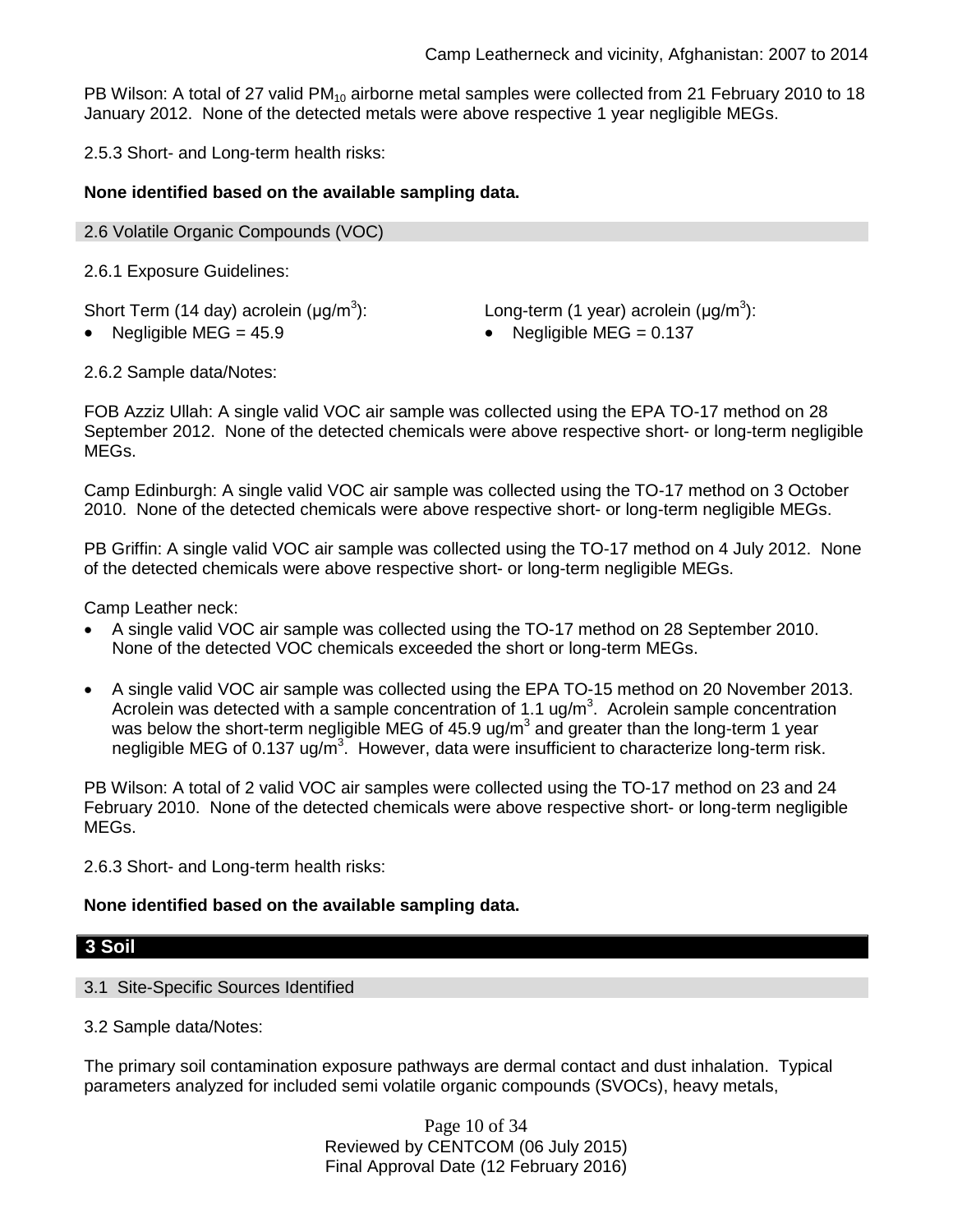PB Wilson: A total of 27 valid $PM_{10}$ airborne metal samples were collected from 21 February 2010 to 18 January 2012. None of the detected metals were above respective 1 year negligible MEGs.

2.5.3 Short- and Long-term health risks:

**None identified based on the available sampling data.**

## 2.6 Volatile Organic Compounds (VOC)

2.6.1 Exposure Guidelines:

Short Term (14 day) acrolein (μg/m$^3$):

- Negligible MEG = 45.9

Long-term (1 year) acrolein (μg/m$^3$):

- Negligible MEG = 0.137

2.6.2 Sample data/Notes:

FOB Azziz Ullah: A single valid VOC air sample was collected using the EPA TO-17 method on 28 September 2012. None of the detected chemicals were above respective short- or long-term negligible MEGs.

Camp Edinburgh: A single valid VOC air sample was collected using the TO-17 method on 3 October 2010. None of the detected chemicals were above respective short- or long-term negligible MEGs.

PB Griffin: A single valid VOC air sample was collected using the TO-17 method on 4 July 2012. None of the detected chemicals were above respective short- or long-term negligible MEGs.

Camp Leather neck:

- A single valid VOC air sample was collected using the TO-17 method on 28 September 2010. None of the detected VOC chemicals exceeded the short or long-term MEGs.
- A single valid VOC air sample was collected using the EPA TO-15 method on 20 November 2013. Acrolein was detected with a sample concentration of 1.1 ug/m$^3$. Acrolein sample concentration was below the short-term negligible MEG of 45.9 ug/m$^3$ and greater than the long-term 1 year negligible MEG of 0.137 ug/m$^3$. However, data were insufficient to characterize long-term risk.

PB Wilson: A total of 2 valid VOC air samples were collected using the TO-17 method on 23 and 24 February 2010. None of the detected chemicals were above respective short- or long-term negligible MEGs.

2.6.3 Short- and Long-term health risks:

**None identified based on the available sampling data.**

# 3 Soil

## 3.1 Site-Specific Sources Identified

3.2 Sample data/Notes:

The primary soil contamination exposure pathways are dermal contact and dust inhalation. Typical parameters analyzed for included semi volatile organic compounds (SVOCs), heavy metals,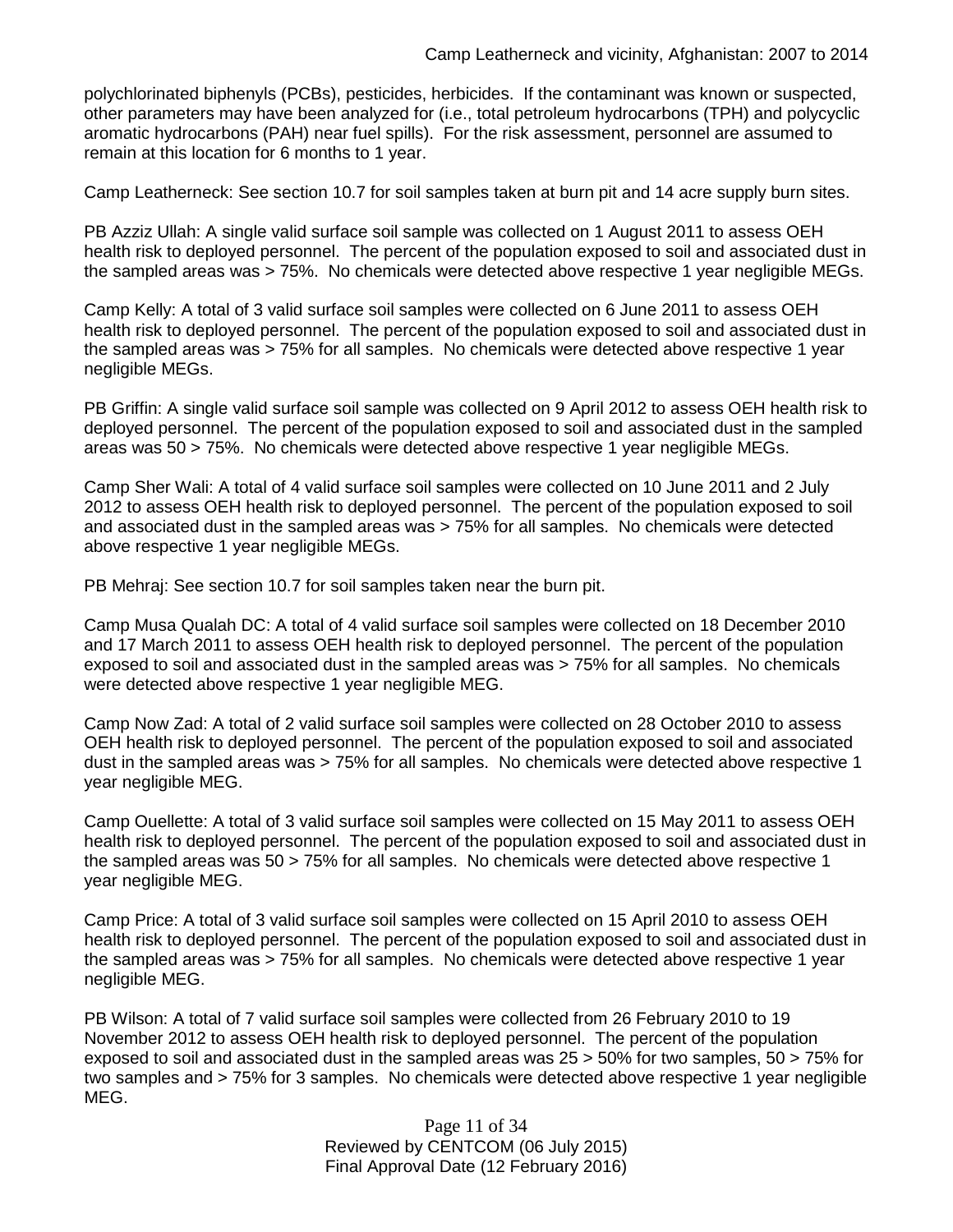polychlorinated biphenyls (PCBs), pesticides, herbicides. If the contaminant was known or suspected, other parameters may have been analyzed for (i.e., total petroleum hydrocarbons (TPH) and polycyclic aromatic hydrocarbons (PAH) near fuel spills). For the risk assessment, personnel are assumed to remain at this location for 6 months to 1 year.

Camp Leatherneck: See section 10.7 for soil samples taken at burn pit and 14 acre supply burn sites.

PB Azziz Ullah: A single valid surface soil sample was collected on 1 August 2011 to assess OEH health risk to deployed personnel. The percent of the population exposed to soil and associated dust in the sampled areas was > 75%. No chemicals were detected above respective 1 year negligible MEGs.

Camp Kelly: A total of 3 valid surface soil samples were collected on 6 June 2011 to assess OEH health risk to deployed personnel. The percent of the population exposed to soil and associated dust in the sampled areas was > 75% for all samples. No chemicals were detected above respective 1 year negligible MEGs.

PB Griffin: A single valid surface soil sample was collected on 9 April 2012 to assess OEH health risk to deployed personnel. The percent of the population exposed to soil and associated dust in the sampled areas was 50 > 75%. No chemicals were detected above respective 1 year negligible MEGs.

Camp Sher Wali: A total of 4 valid surface soil samples were collected on 10 June 2011 and 2 July 2012 to assess OEH health risk to deployed personnel. The percent of the population exposed to soil and associated dust in the sampled areas was > 75% for all samples. No chemicals were detected above respective 1 year negligible MEGs.

PB Mehraj: See section 10.7 for soil samples taken near the burn pit.

Camp Musa Qualah DC: A total of 4 valid surface soil samples were collected on 18 December 2010 and 17 March 2011 to assess OEH health risk to deployed personnel. The percent of the population exposed to soil and associated dust in the sampled areas was > 75% for all samples. No chemicals were detected above respective 1 year negligible MEG.

Camp Now Zad: A total of 2 valid surface soil samples were collected on 28 October 2010 to assess OEH health risk to deployed personnel. The percent of the population exposed to soil and associated dust in the sampled areas was > 75% for all samples. No chemicals were detected above respective 1 year negligible MEG.

Camp Ouellette: A total of 3 valid surface soil samples were collected on 15 May 2011 to assess OEH health risk to deployed personnel. The percent of the population exposed to soil and associated dust in the sampled areas was 50 > 75% for all samples. No chemicals were detected above respective 1 year negligible MEG.

Camp Price: A total of 3 valid surface soil samples were collected on 15 April 2010 to assess OEH health risk to deployed personnel. The percent of the population exposed to soil and associated dust in the sampled areas was > 75% for all samples. No chemicals were detected above respective 1 year negligible MEG.

PB Wilson: A total of 7 valid surface soil samples were collected from 26 February 2010 to 19 November 2012 to assess OEH health risk to deployed personnel. The percent of the population exposed to soil and associated dust in the sampled areas was 25 > 50% for two samples, 50 > 75% for two samples and > 75% for 3 samples. No chemicals were detected above respective 1 year negligible MEG.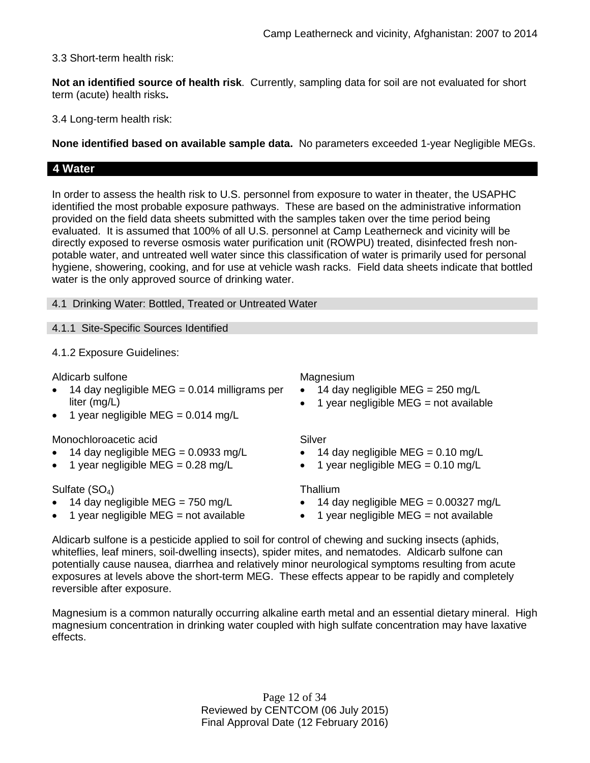3.3 Short-term health risk:

**Not an identified source of health risk**. Currently, sampling data for soil are not evaluated for short term (acute) health risks**.**

3.4 Long-term health risk:

**None identified based on available sample data.** No parameters exceeded 1-year Negligible MEGs.

## 4 Water

In order to assess the health risk to U.S. personnel from exposure to water in theater, the USAPHC identified the most probable exposure pathways. These are based on the administrative information provided on the field data sheets submitted with the samples taken over the time period being evaluated. It is assumed that 100% of all U.S. personnel at Camp Leatherneck and vicinity will be directly exposed to reverse osmosis water purification unit (ROWPU) treated, disinfected fresh non-potable water, and untreated well water since this classification of water is primarily used for personal hygiene, showering, cooking, and for use at vehicle wash racks. Field data sheets indicate that bottled water is the only approved source of drinking water.

### 4.1 Drinking Water: Bottled, Treated or Untreated Water

#### 4.1.1 Site-Specific Sources Identified

4.1.2 Exposure Guidelines:

Aldicarb sulfone

- 14 day negligible MEG = 0.014 milligrams per liter (mg/L)
- 1 year negligible MEG = 0.014 mg/L

Monochloroacetic acid

- 14 day negligible MEG = 0.0933 mg/L
- 1 year negligible MEG = 0.28 mg/L

Sulfate ($SO_4$)

- 14 day negligible MEG = 750 mg/L
- 1 year negligible MEG = not available

Magnesium

- 14 day negligible MEG = 250 mg/L
- 1 year negligible MEG = not available

Silver

- 14 day negligible MEG = 0.10 mg/L
- 1 year negligible MEG = 0.10 mg/L

Thallium

- 14 day negligible MEG = 0.00327 mg/L
- 1 year negligible MEG = not available

Aldicarb sulfone is a pesticide applied to soil for control of chewing and sucking insects (aphids, whiteflies, leaf miners, soil-dwelling insects), spider mites, and nematodes. Aldicarb sulfone can potentially cause nausea, diarrhea and relatively minor neurological symptoms resulting from acute exposures at levels above the short-term MEG. These effects appear to be rapidly and completely reversible after exposure.

Magnesium is a common naturally occurring alkaline earth metal and an essential dietary mineral. High magnesium concentration in drinking water coupled with high sulfate concentration may have laxative effects.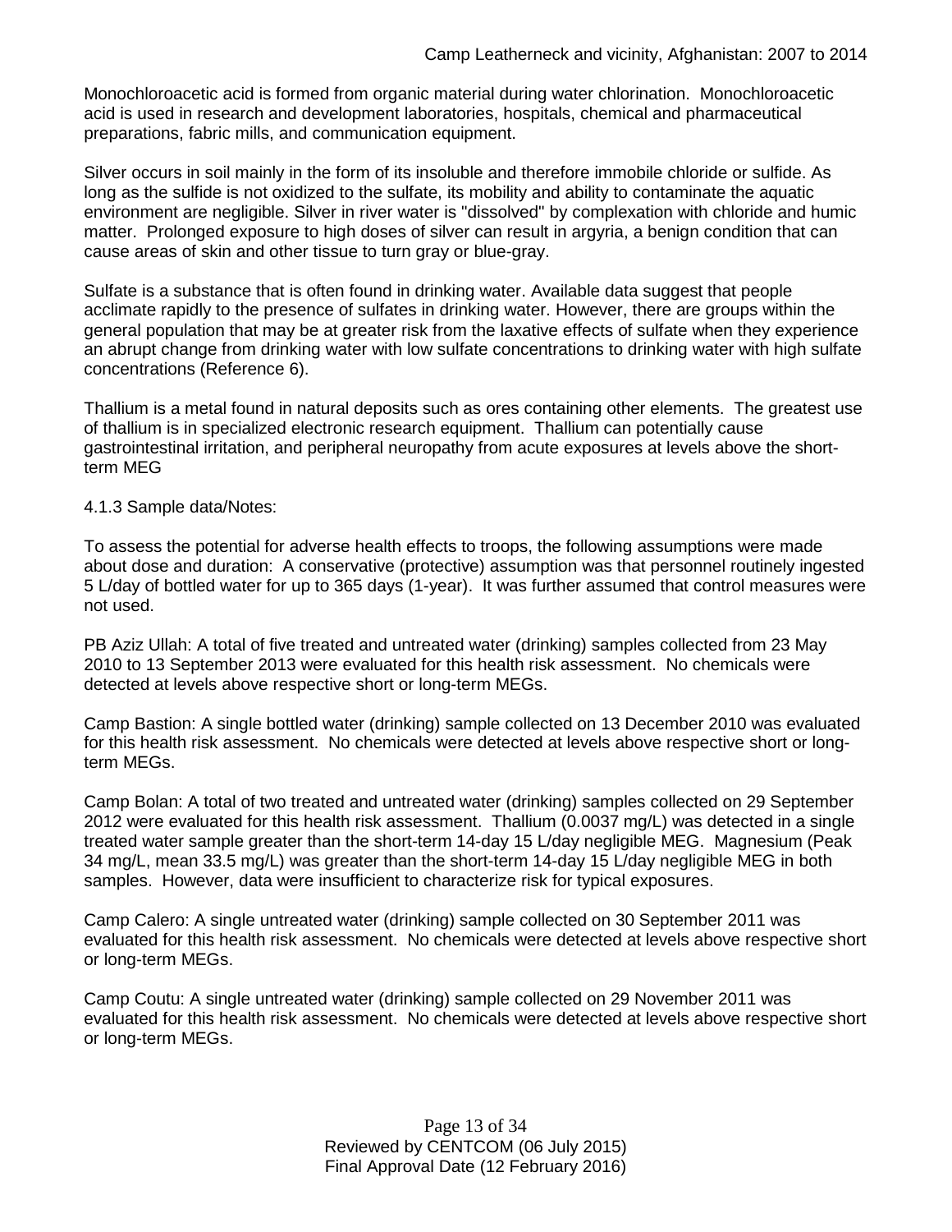Monochloroacetic acid is formed from organic material during water chlorination. Monochloroacetic acid is used in research and development laboratories, hospitals, chemical and pharmaceutical preparations, fabric mills, and communication equipment.

Silver occurs in soil mainly in the form of its insoluble and therefore immobile chloride or sulfide. As long as the sulfide is not oxidized to the sulfate, its mobility and ability to contaminate the aquatic environment are negligible. Silver in river water is "dissolved" by complexation with chloride and humic matter. Prolonged exposure to high doses of silver can result in argyria, a benign condition that can cause areas of skin and other tissue to turn gray or blue-gray.

Sulfate is a substance that is often found in drinking water. Available data suggest that people acclimate rapidly to the presence of sulfates in drinking water. However, there are groups within the general population that may be at greater risk from the laxative effects of sulfate when they experience an abrupt change from drinking water with low sulfate concentrations to drinking water with high sulfate concentrations (Reference 6).

Thallium is a metal found in natural deposits such as ores containing other elements. The greatest use of thallium is in specialized electronic research equipment. Thallium can potentially cause gastrointestinal irritation, and peripheral neuropathy from acute exposures at levels above the short-term MEG

4.1.3 Sample data/Notes:

To assess the potential for adverse health effects to troops, the following assumptions were made about dose and duration: A conservative (protective) assumption was that personnel routinely ingested 5 L/day of bottled water for up to 365 days (1-year). It was further assumed that control measures were not used.

PB Aziz Ullah: A total of five treated and untreated water (drinking) samples collected from 23 May 2010 to 13 September 2013 were evaluated for this health risk assessment. No chemicals were detected at levels above respective short or long-term MEGs.

Camp Bastion: A single bottled water (drinking) sample collected on 13 December 2010 was evaluated for this health risk assessment. No chemicals were detected at levels above respective short or long-term MEGs.

Camp Bolan: A total of two treated and untreated water (drinking) samples collected on 29 September 2012 were evaluated for this health risk assessment. Thallium (0.0037 mg/L) was detected in a single treated water sample greater than the short-term 14-day 15 L/day negligible MEG. Magnesium (Peak 34 mg/L, mean 33.5 mg/L) was greater than the short-term 14-day 15 L/day negligible MEG in both samples. However, data were insufficient to characterize risk for typical exposures.

Camp Calero: A single untreated water (drinking) sample collected on 30 September 2011 was evaluated for this health risk assessment. No chemicals were detected at levels above respective short or long-term MEGs.

Camp Coutu: A single untreated water (drinking) sample collected on 29 November 2011 was evaluated for this health risk assessment. No chemicals were detected at levels above respective short or long-term MEGs.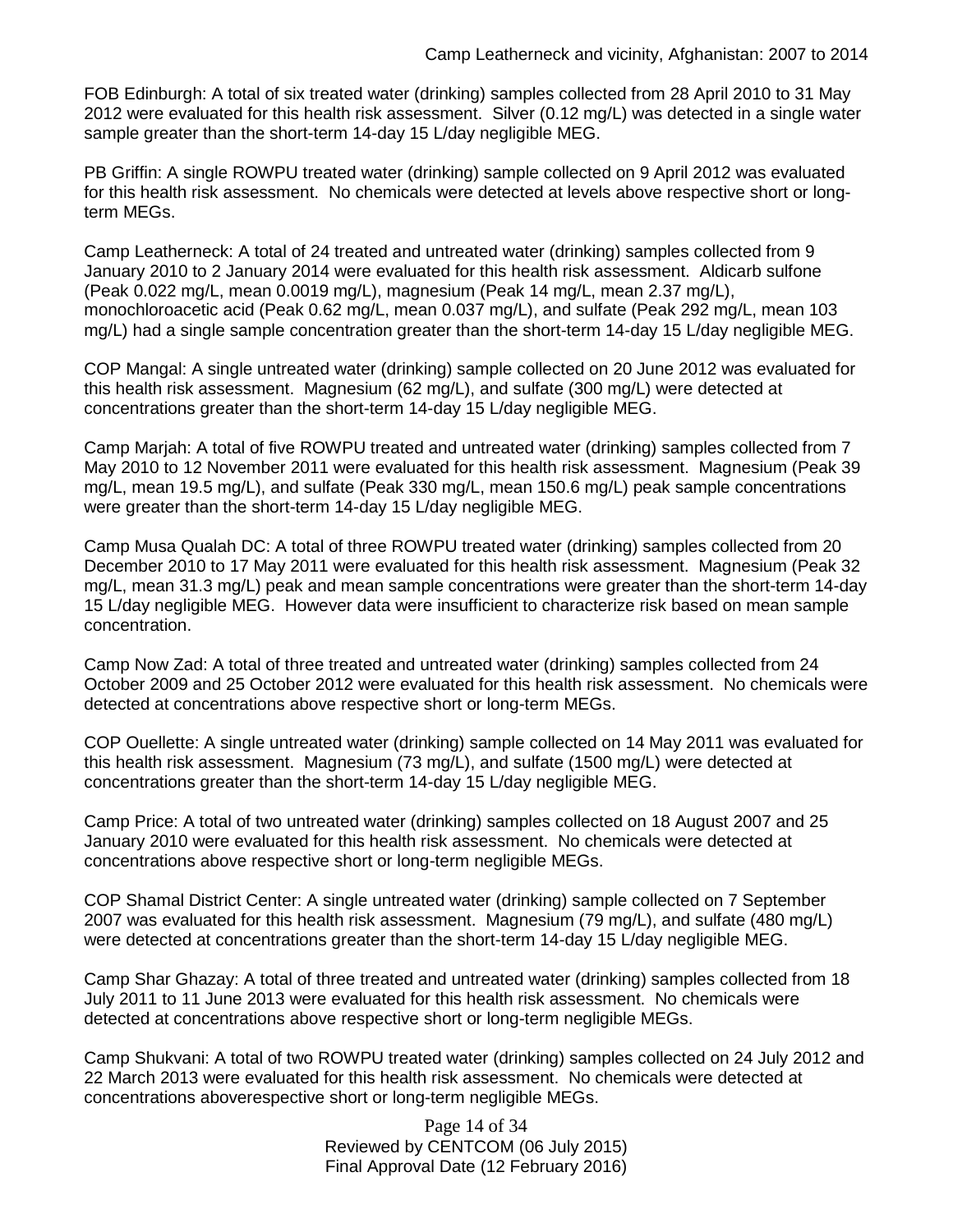FOB Edinburgh: A total of six treated water (drinking) samples collected from 28 April 2010 to 31 May 2012 were evaluated for this health risk assessment. Silver (0.12 mg/L) was detected in a single water sample greater than the short-term 14-day 15 L/day negligible MEG.

PB Griffin: A single ROWPU treated water (drinking) sample collected on 9 April 2012 was evaluated for this health risk assessment. No chemicals were detected at levels above respective short or long-term MEGs.

Camp Leatherneck: A total of 24 treated and untreated water (drinking) samples collected from 9 January 2010 to 2 January 2014 were evaluated for this health risk assessment. Aldicarb sulfone (Peak 0.022 mg/L, mean 0.0019 mg/L), magnesium (Peak 14 mg/L, mean 2.37 mg/L), monochloroacetic acid (Peak 0.62 mg/L, mean 0.037 mg/L), and sulfate (Peak 292 mg/L, mean 103 mg/L) had a single sample concentration greater than the short-term 14-day 15 L/day negligible MEG.

COP Mangal: A single untreated water (drinking) sample collected on 20 June 2012 was evaluated for this health risk assessment. Magnesium (62 mg/L), and sulfate (300 mg/L) were detected at concentrations greater than the short-term 14-day 15 L/day negligible MEG.

Camp Marjah: A total of five ROWPU treated and untreated water (drinking) samples collected from 7 May 2010 to 12 November 2011 were evaluated for this health risk assessment. Magnesium (Peak 39 mg/L, mean 19.5 mg/L), and sulfate (Peak 330 mg/L, mean 150.6 mg/L) peak sample concentrations were greater than the short-term 14-day 15 L/day negligible MEG.

Camp Musa Qualah DC: A total of three ROWPU treated water (drinking) samples collected from 20 December 2010 to 17 May 2011 were evaluated for this health risk assessment. Magnesium (Peak 32 mg/L, mean 31.3 mg/L) peak and mean sample concentrations were greater than the short-term 14-day 15 L/day negligible MEG. However data were insufficient to characterize risk based on mean sample concentration.

Camp Now Zad: A total of three treated and untreated water (drinking) samples collected from 24 October 2009 and 25 October 2012 were evaluated for this health risk assessment. No chemicals were detected at concentrations above respective short or long-term MEGs.

COP Ouellette: A single untreated water (drinking) sample collected on 14 May 2011 was evaluated for this health risk assessment. Magnesium (73 mg/L), and sulfate (1500 mg/L) were detected at concentrations greater than the short-term 14-day 15 L/day negligible MEG.

Camp Price: A total of two untreated water (drinking) samples collected on 18 August 2007 and 25 January 2010 were evaluated for this health risk assessment. No chemicals were detected at concentrations above respective short or long-term negligible MEGs.

COP Shamal District Center: A single untreated water (drinking) sample collected on 7 September 2007 was evaluated for this health risk assessment. Magnesium (79 mg/L), and sulfate (480 mg/L) were detected at concentrations greater than the short-term 14-day 15 L/day negligible MEG.

Camp Shar Ghazay: A total of three treated and untreated water (drinking) samples collected from 18 July 2011 to 11 June 2013 were evaluated for this health risk assessment. No chemicals were detected at concentrations above respective short or long-term negligible MEGs.

Camp Shukvani: A total of two ROWPU treated water (drinking) samples collected on 24 July 2012 and 22 March 2013 were evaluated for this health risk assessment. No chemicals were detected at concentrations aboverespective short or long-term negligible MEGs.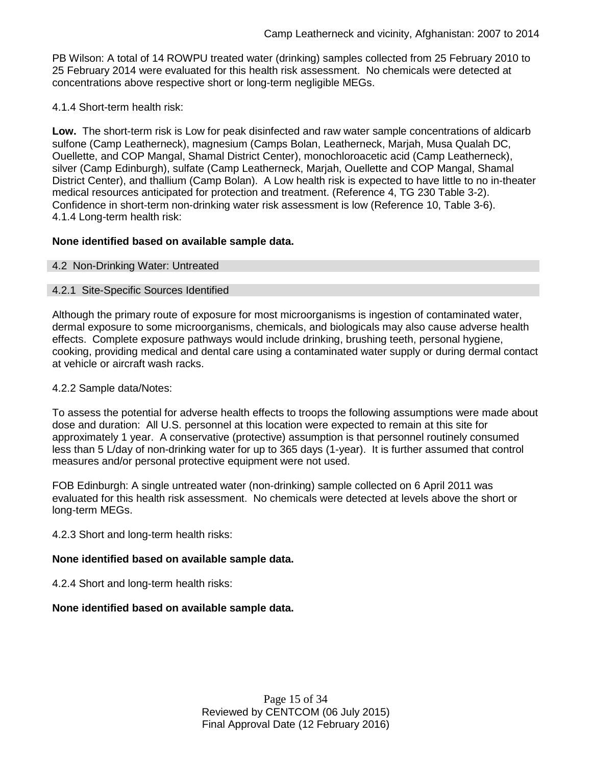PB Wilson: A total of 14 ROWPU treated water (drinking) samples collected from 25 February 2010 to 25 February 2014 were evaluated for this health risk assessment. No chemicals were detected at concentrations above respective short or long-term negligible MEGs.

4.1.4 Short-term health risk:

**Low.** The short-term risk is Low for peak disinfected and raw water sample concentrations of aldicarb sulfone (Camp Leatherneck), magnesium (Camps Bolan, Leatherneck, Marjah, Musa Qualah DC, Ouellette, and COP Mangal, Shamal District Center), monochloroacetic acid (Camp Leatherneck), silver (Camp Edinburgh), sulfate (Camp Leatherneck, Marjah, Ouellette and COP Mangal, Shamal District Center), and thallium (Camp Bolan). A Low health risk is expected to have little to no in-theater medical resources anticipated for protection and treatment. (Reference 4, TG 230 Table 3-2). Confidence in short-term non-drinking water risk assessment is low (Reference 10, Table 3-6).
4.1.4 Long-term health risk:

**None identified based on available sample data.**

## 4.2 Non-Drinking Water: Untreated

### 4.2.1 Site-Specific Sources Identified

Although the primary route of exposure for most microorganisms is ingestion of contaminated water, dermal exposure to some microorganisms, chemicals, and biologicals may also cause adverse health effects. Complete exposure pathways would include drinking, brushing teeth, personal hygiene, cooking, providing medical and dental care using a contaminated water supply or during dermal contact at vehicle or aircraft wash racks.

4.2.2 Sample data/Notes:

To assess the potential for adverse health effects to troops the following assumptions were made about dose and duration: All U.S. personnel at this location were expected to remain at this site for approximately 1 year. A conservative (protective) assumption is that personnel routinely consumed less than 5 L/day of non-drinking water for up to 365 days (1-year). It is further assumed that control measures and/or personal protective equipment were not used.

FOB Edinburgh: A single untreated water (non-drinking) sample collected on 6 April 2011 was evaluated for this health risk assessment. No chemicals were detected at levels above the short or long-term MEGs.

4.2.3 Short and long-term health risks:

**None identified based on available sample data.**

4.2.4 Short and long-term health risks:

**None identified based on available sample data.**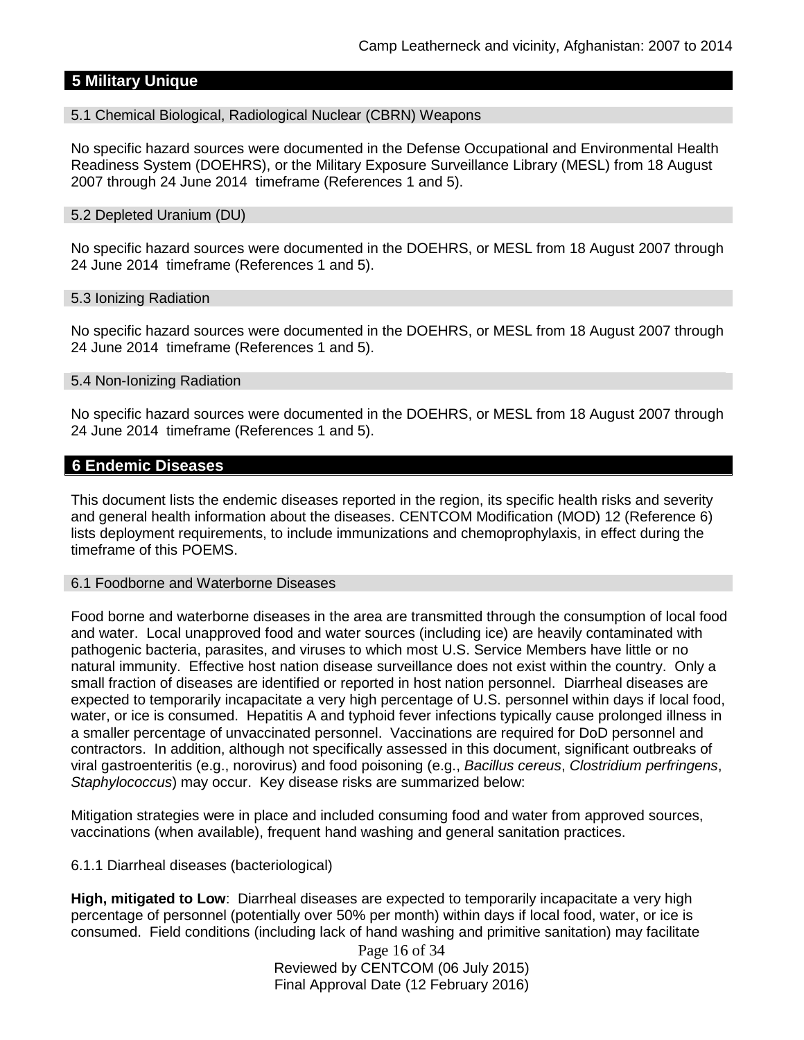## 5 Military Unique

### 5.1 Chemical Biological, Radiological Nuclear (CBRN) Weapons

No specific hazard sources were documented in the Defense Occupational and Environmental Health Readiness System (DOEHRS), or the Military Exposure Surveillance Library (MESL) from 18 August 2007 through 24 June 2014 timeframe (References 1 and 5).

### 5.2 Depleted Uranium (DU)

No specific hazard sources were documented in the DOEHRS, or MESL from 18 August 2007 through 24 June 2014 timeframe (References 1 and 5).

### 5.3 Ionizing Radiation

No specific hazard sources were documented in the DOEHRS, or MESL from 18 August 2007 through 24 June 2014 timeframe (References 1 and 5).

### 5.4 Non-Ionizing Radiation

No specific hazard sources were documented in the DOEHRS, or MESL from 18 August 2007 through 24 June 2014 timeframe (References 1 and 5).

## 6 Endemic Diseases

This document lists the endemic diseases reported in the region, its specific health risks and severity and general health information about the diseases. CENTCOM Modification (MOD) 12 (Reference 6) lists deployment requirements, to include immunizations and chemoprophylaxis, in effect during the timeframe of this POEMS.

### 6.1 Foodborne and Waterborne Diseases

Food borne and waterborne diseases in the area are transmitted through the consumption of local food and water. Local unapproved food and water sources (including ice) are heavily contaminated with pathogenic bacteria, parasites, and viruses to which most U.S. Service Members have little or no natural immunity. Effective host nation disease surveillance does not exist within the country. Only a small fraction of diseases are identified or reported in host nation personnel. Diarrheal diseases are expected to temporarily incapacitate a very high percentage of U.S. personnel within days if local food, water, or ice is consumed. Hepatitis A and typhoid fever infections typically cause prolonged illness in a smaller percentage of unvaccinated personnel. Vaccinations are required for DoD personnel and contractors. In addition, although not specifically assessed in this document, significant outbreaks of viral gastroenteritis (e.g., norovirus) and food poisoning (e.g., *Bacillus cereus*, *Clostridium perfringens*, *Staphylococcus*) may occur. Key disease risks are summarized below:

Mitigation strategies were in place and included consuming food and water from approved sources, vaccinations (when available), frequent hand washing and general sanitation practices.

#### 6.1.1 Diarrheal diseases (bacteriological)

**High, mitigated to Low**: Diarrheal diseases are expected to temporarily incapacitate a very high percentage of personnel (potentially over 50% per month) within days if local food, water, or ice is consumed. Field conditions (including lack of hand washing and primitive sanitation) may facilitate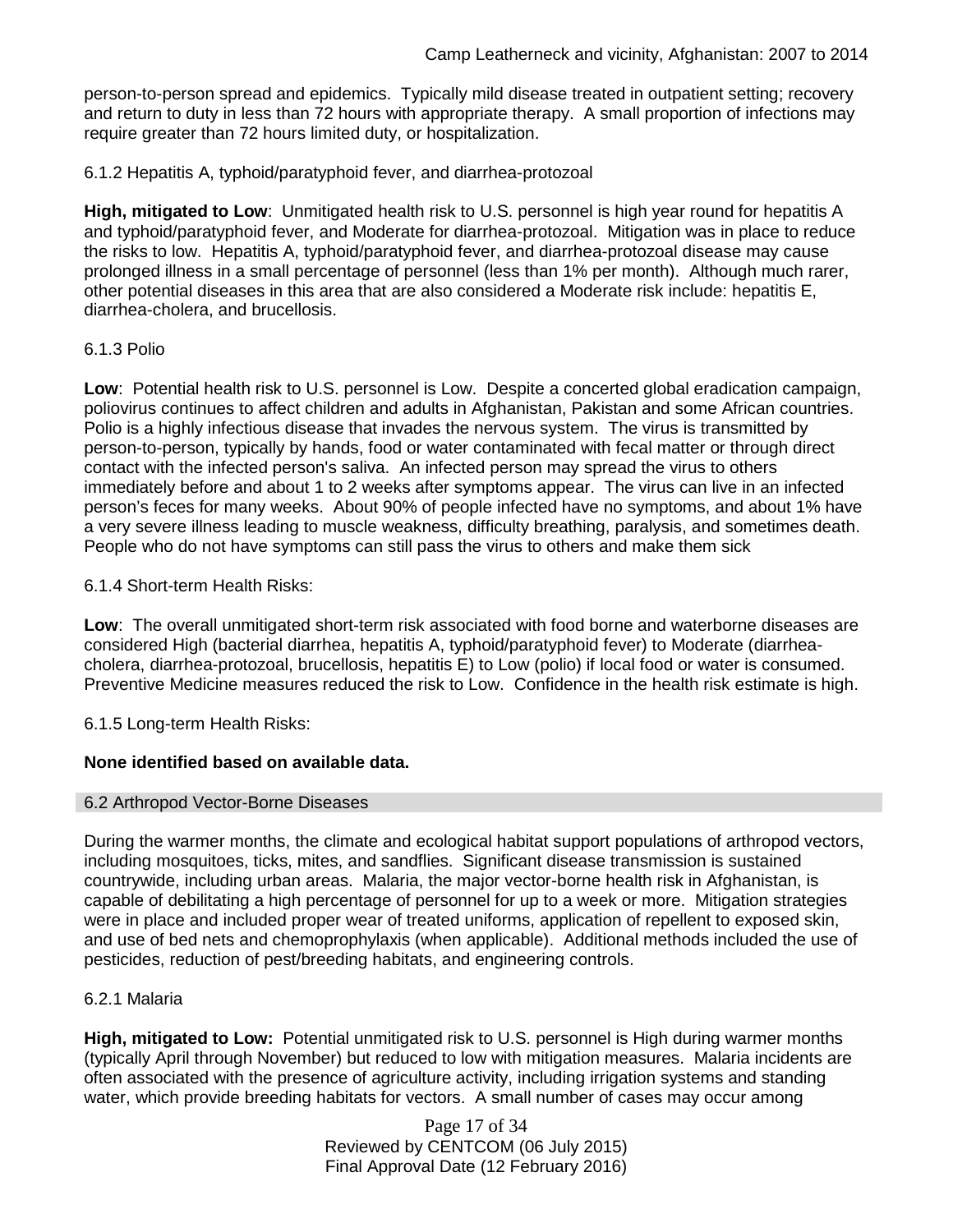person-to-person spread and epidemics. Typically mild disease treated in outpatient setting; recovery and return to duty in less than 72 hours with appropriate therapy. A small proportion of infections may require greater than 72 hours limited duty, or hospitalization.

6.1.2 Hepatitis A, typhoid/paratyphoid fever, and diarrhea-protozoal

**High, mitigated to Low**: Unmitigated health risk to U.S. personnel is high year round for hepatitis A and typhoid/paratyphoid fever, and Moderate for diarrhea-protozoal. Mitigation was in place to reduce the risks to low. Hepatitis A, typhoid/paratyphoid fever, and diarrhea-protozoal disease may cause prolonged illness in a small percentage of personnel (less than 1% per month). Although much rarer, other potential diseases in this area that are also considered a Moderate risk include: hepatitis E, diarrhea-cholera, and brucellosis.

6.1.3 Polio

**Low**: Potential health risk to U.S. personnel is Low. Despite a concerted global eradication campaign, poliovirus continues to affect children and adults in Afghanistan, Pakistan and some African countries. Polio is a highly infectious disease that invades the nervous system. The virus is transmitted by person-to-person, typically by hands, food or water contaminated with fecal matter or through direct contact with the infected person's saliva. An infected person may spread the virus to others immediately before and about 1 to 2 weeks after symptoms appear. The virus can live in an infected person's feces for many weeks. About 90% of people infected have no symptoms, and about 1% have a very severe illness leading to muscle weakness, difficulty breathing, paralysis, and sometimes death. People who do not have symptoms can still pass the virus to others and make them sick

6.1.4 Short-term Health Risks:

**Low**: The overall unmitigated short-term risk associated with food borne and waterborne diseases are considered High (bacterial diarrhea, hepatitis A, typhoid/paratyphoid fever) to Moderate (diarrhea-cholera, diarrhea-protozoal, brucellosis, hepatitis E) to Low (polio) if local food or water is consumed. Preventive Medicine measures reduced the risk to Low. Confidence in the health risk estimate is high.

6.1.5 Long-term Health Risks:

**None identified based on available data.**

### 6.2 Arthropod Vector-Borne Diseases

During the warmer months, the climate and ecological habitat support populations of arthropod vectors, including mosquitoes, ticks, mites, and sandflies. Significant disease transmission is sustained countrywide, including urban areas. Malaria, the major vector-borne health risk in Afghanistan, is capable of debilitating a high percentage of personnel for up to a week or more. Mitigation strategies were in place and included proper wear of treated uniforms, application of repellent to exposed skin, and use of bed nets and chemoprophylaxis (when applicable). Additional methods included the use of pesticides, reduction of pest/breeding habitats, and engineering controls.

6.2.1 Malaria

**High, mitigated to Low:** Potential unmitigated risk to U.S. personnel is High during warmer months (typically April through November) but reduced to low with mitigation measures. Malaria incidents are often associated with the presence of agriculture activity, including irrigation systems and standing water, which provide breeding habitats for vectors. A small number of cases may occur among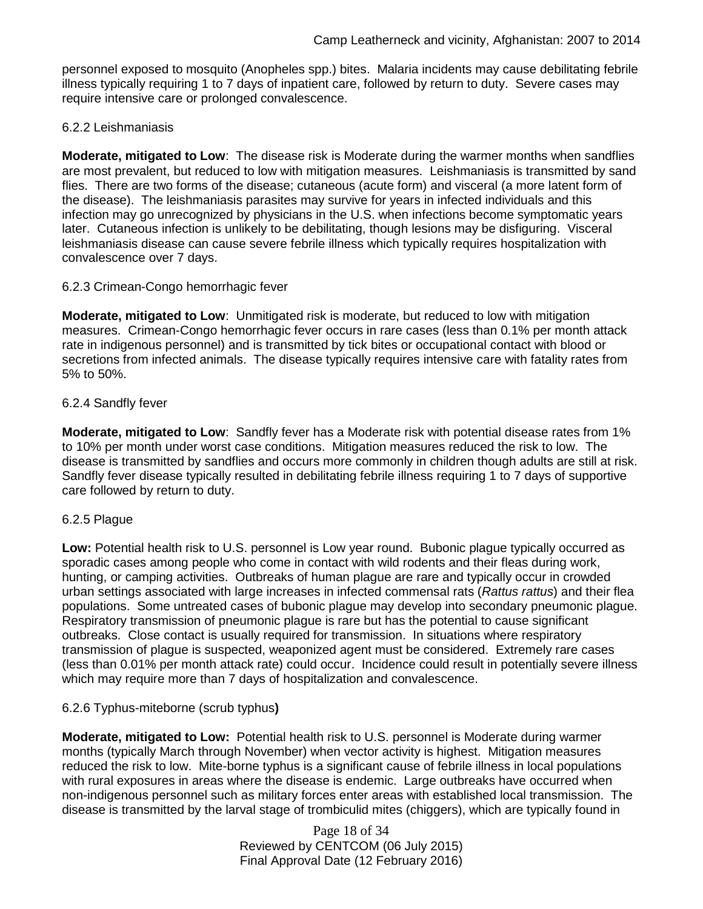personnel exposed to mosquito (Anopheles spp.) bites. Malaria incidents may cause debilitating febrile illness typically requiring 1 to 7 days of inpatient care, followed by return to duty. Severe cases may require intensive care or prolonged convalescence.

#### 6.2.2 Leishmaniasis

**Moderate, mitigated to Low**: The disease risk is Moderate during the warmer months when sandflies are most prevalent, but reduced to low with mitigation measures. Leishmaniasis is transmitted by sand flies. There are two forms of the disease; cutaneous (acute form) and visceral (a more latent form of the disease). The leishmaniasis parasites may survive for years in infected individuals and this infection may go unrecognized by physicians in the U.S. when infections become symptomatic years later. Cutaneous infection is unlikely to be debilitating, though lesions may be disfiguring. Visceral leishmaniasis disease can cause severe febrile illness which typically requires hospitalization with convalescence over 7 days.

#### 6.2.3 Crimean-Congo hemorrhagic fever

**Moderate, mitigated to Low**: Unmitigated risk is moderate, but reduced to low with mitigation measures. Crimean-Congo hemorrhagic fever occurs in rare cases (less than 0.1% per month attack rate in indigenous personnel) and is transmitted by tick bites or occupational contact with blood or secretions from infected animals. The disease typically requires intensive care with fatality rates from 5% to 50%.

#### 6.2.4 Sandfly fever

**Moderate, mitigated to Low**: Sandfly fever has a Moderate risk with potential disease rates from 1% to 10% per month under worst case conditions. Mitigation measures reduced the risk to low. The disease is transmitted by sandflies and occurs more commonly in children though adults are still at risk. Sandfly fever disease typically resulted in debilitating febrile illness requiring 1 to 7 days of supportive care followed by return to duty.

#### 6.2.5 Plague

**Low:** Potential health risk to U.S. personnel is Low year round. Bubonic plague typically occurred as sporadic cases among people who come in contact with wild rodents and their fleas during work, hunting, or camping activities. Outbreaks of human plague are rare and typically occur in crowded urban settings associated with large increases in infected commensal rats (*Rattus rattus*) and their flea populations. Some untreated cases of bubonic plague may develop into secondary pneumonic plague. Respiratory transmission of pneumonic plague is rare but has the potential to cause significant outbreaks. Close contact is usually required for transmission. In situations where respiratory transmission of plague is suspected, weaponized agent must be considered. Extremely rare cases (less than 0.01% per month attack rate) could occur. Incidence could result in potentially severe illness which may require more than 7 days of hospitalization and convalescence.

#### 6.2.6 Typhus-miteborne (scrub typhus)

**Moderate, mitigated to Low:** Potential health risk to U.S. personnel is Moderate during warmer months (typically March through November) when vector activity is highest. Mitigation measures reduced the risk to low. Mite-borne typhus is a significant cause of febrile illness in local populations with rural exposures in areas where the disease is endemic. Large outbreaks have occurred when non-indigenous personnel such as military forces enter areas with established local transmission. The disease is transmitted by the larval stage of trombiculid mites (chiggers), which are typically found in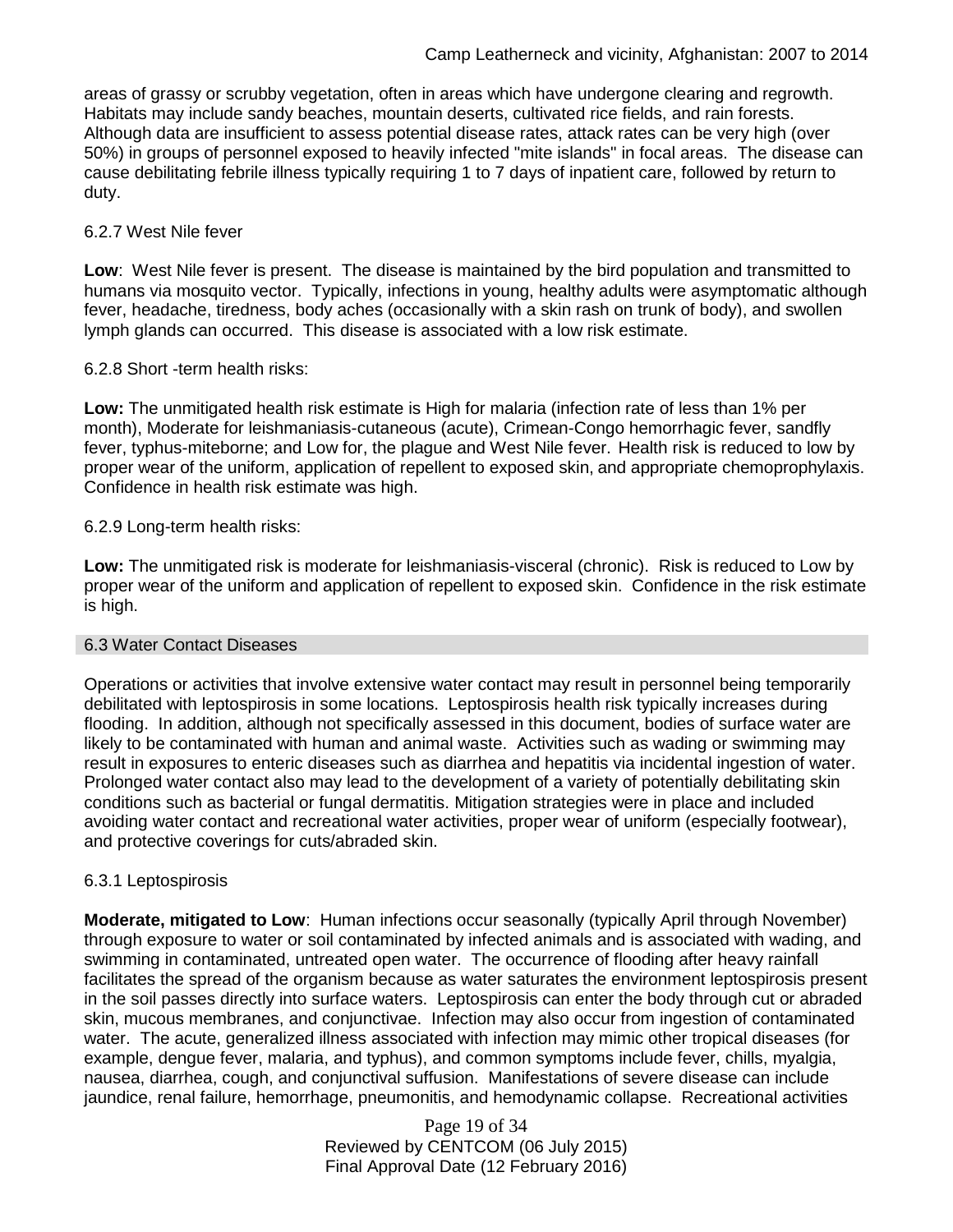areas of grassy or scrubby vegetation, often in areas which have undergone clearing and regrowth. Habitats may include sandy beaches, mountain deserts, cultivated rice fields, and rain forests. Although data are insufficient to assess potential disease rates, attack rates can be very high (over 50%) in groups of personnel exposed to heavily infected "mite islands" in focal areas. The disease can cause debilitating febrile illness typically requiring 1 to 7 days of inpatient care, followed by return to duty.

#### 6.2.7 West Nile fever

**Low**: West Nile fever is present. The disease is maintained by the bird population and transmitted to humans via mosquito vector. Typically, infections in young, healthy adults were asymptomatic although fever, headache, tiredness, body aches (occasionally with a skin rash on trunk of body), and swollen lymph glands can occurred. This disease is associated with a low risk estimate.

#### 6.2.8 Short -term health risks:

**Low:** The unmitigated health risk estimate is High for malaria (infection rate of less than 1% per month), Moderate for leishmaniasis-cutaneous (acute), Crimean-Congo hemorrhagic fever, sandfly fever, typhus-miteborne; and Low for, the plague and West Nile fever. Health risk is reduced to low by proper wear of the uniform, application of repellent to exposed skin, and appropriate chemoprophylaxis. Confidence in health risk estimate was high.

#### 6.2.9 Long-term health risks:

**Low:** The unmitigated risk is moderate for leishmaniasis-visceral (chronic). Risk is reduced to Low by proper wear of the uniform and application of repellent to exposed skin. Confidence in the risk estimate is high.

### 6.3 Water Contact Diseases

Operations or activities that involve extensive water contact may result in personnel being temporarily debilitated with leptospirosis in some locations. Leptospirosis health risk typically increases during flooding. In addition, although not specifically assessed in this document, bodies of surface water are likely to be contaminated with human and animal waste. Activities such as wading or swimming may result in exposures to enteric diseases such as diarrhea and hepatitis via incidental ingestion of water. Prolonged water contact also may lead to the development of a variety of potentially debilitating skin conditions such as bacterial or fungal dermatitis. Mitigation strategies were in place and included avoiding water contact and recreational water activities, proper wear of uniform (especially footwear), and protective coverings for cuts/abraded skin.

#### 6.3.1 Leptospirosis

**Moderate, mitigated to Low**: Human infections occur seasonally (typically April through November) through exposure to water or soil contaminated by infected animals and is associated with wading, and swimming in contaminated, untreated open water. The occurrence of flooding after heavy rainfall facilitates the spread of the organism because as water saturates the environment leptospirosis present in the soil passes directly into surface waters. Leptospirosis can enter the body through cut or abraded skin, mucous membranes, and conjunctivae. Infection may also occur from ingestion of contaminated water. The acute, generalized illness associated with infection may mimic other tropical diseases (for example, dengue fever, malaria, and typhus), and common symptoms include fever, chills, myalgia, nausea, diarrhea, cough, and conjunctival suffusion. Manifestations of severe disease can include jaundice, renal failure, hemorrhage, pneumonitis, and hemodynamic collapse. Recreational activities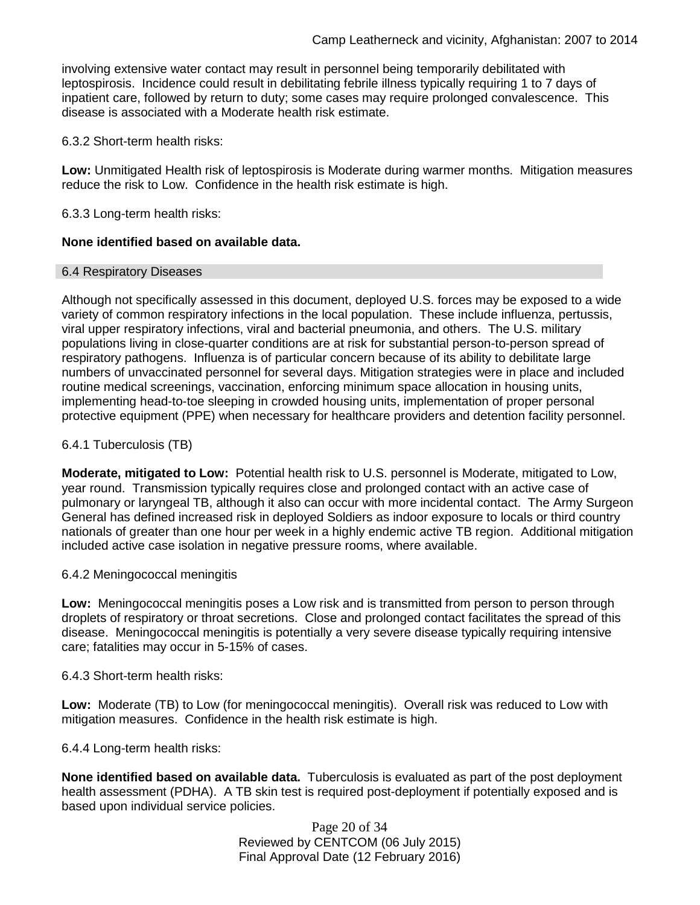involving extensive water contact may result in personnel being temporarily debilitated with leptospirosis. Incidence could result in debilitating febrile illness typically requiring 1 to 7 days of inpatient care, followed by return to duty; some cases may require prolonged convalescence. This disease is associated with a Moderate health risk estimate.

6.3.2 Short-term health risks:

**Low:** Unmitigated Health risk of leptospirosis is Moderate during warmer months. Mitigation measures reduce the risk to Low. Confidence in the health risk estimate is high.

6.3.3 Long-term health risks:

**None identified based on available data.**

## 6.4 Respiratory Diseases

Although not specifically assessed in this document, deployed U.S. forces may be exposed to a wide variety of common respiratory infections in the local population. These include influenza, pertussis, viral upper respiratory infections, viral and bacterial pneumonia, and others. The U.S. military populations living in close-quarter conditions are at risk for substantial person-to-person spread of respiratory pathogens. Influenza is of particular concern because of its ability to debilitate large numbers of unvaccinated personnel for several days. Mitigation strategies were in place and included routine medical screenings, vaccination, enforcing minimum space allocation in housing units, implementing head-to-toe sleeping in crowded housing units, implementation of proper personal protective equipment (PPE) when necessary for healthcare providers and detention facility personnel.

6.4.1 Tuberculosis (TB)

**Moderate, mitigated to Low:** Potential health risk to U.S. personnel is Moderate, mitigated to Low, year round. Transmission typically requires close and prolonged contact with an active case of pulmonary or laryngeal TB, although it also can occur with more incidental contact. The Army Surgeon General has defined increased risk in deployed Soldiers as indoor exposure to locals or third country nationals of greater than one hour per week in a highly endemic active TB region. Additional mitigation included active case isolation in negative pressure rooms, where available.

6.4.2 Meningococcal meningitis

**Low:** Meningococcal meningitis poses a Low risk and is transmitted from person to person through droplets of respiratory or throat secretions. Close and prolonged contact facilitates the spread of this disease. Meningococcal meningitis is potentially a very severe disease typically requiring intensive care; fatalities may occur in 5-15% of cases.

6.4.3 Short-term health risks:

**Low:** Moderate (TB) to Low (for meningococcal meningitis). Overall risk was reduced to Low with mitigation measures. Confidence in the health risk estimate is high.

6.4.4 Long-term health risks:

**None identified based on available data.** Tuberculosis is evaluated as part of the post deployment health assessment (PDHA). A TB skin test is required post-deployment if potentially exposed and is based upon individual service policies.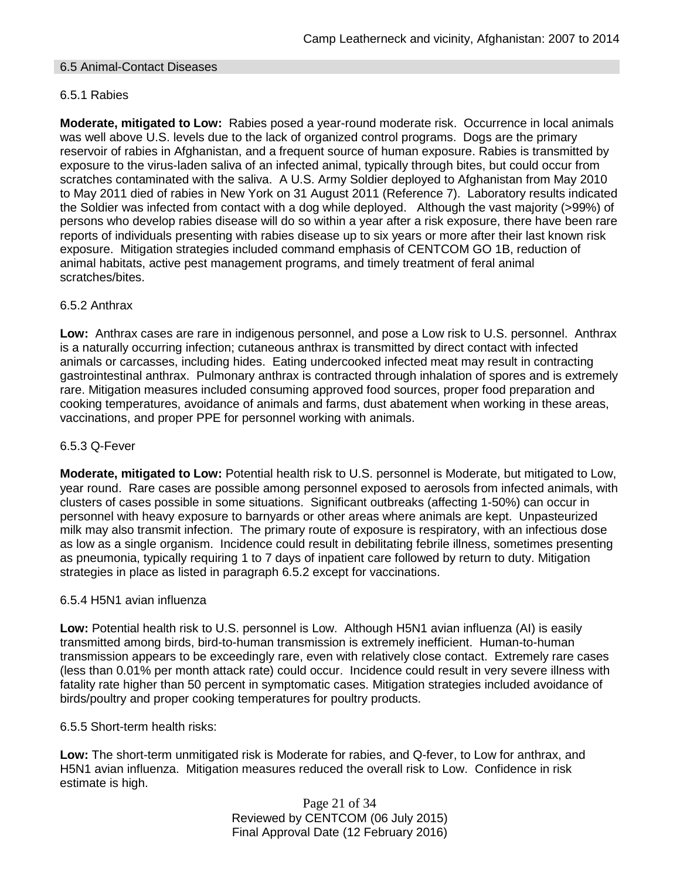## 6.5 Animal-Contact Diseases

### 6.5.1 Rabies

**Moderate, mitigated to Low:** Rabies posed a year-round moderate risk. Occurrence in local animals was well above U.S. levels due to the lack of organized control programs. Dogs are the primary reservoir of rabies in Afghanistan, and a frequent source of human exposure. Rabies is transmitted by exposure to the virus-laden saliva of an infected animal, typically through bites, but could occur from scratches contaminated with the saliva. A U.S. Army Soldier deployed to Afghanistan from May 2010 to May 2011 died of rabies in New York on 31 August 2011 (Reference 7). Laboratory results indicated the Soldier was infected from contact with a dog while deployed. Although the vast majority (>99%) of persons who develop rabies disease will do so within a year after a risk exposure, there have been rare reports of individuals presenting with rabies disease up to six years or more after their last known risk exposure. Mitigation strategies included command emphasis of CENTCOM GO 1B, reduction of animal habitats, active pest management programs, and timely treatment of feral animal scratches/bites.

### 6.5.2 Anthrax

**Low:** Anthrax cases are rare in indigenous personnel, and pose a Low risk to U.S. personnel. Anthrax is a naturally occurring infection; cutaneous anthrax is transmitted by direct contact with infected animals or carcasses, including hides. Eating undercooked infected meat may result in contracting gastrointestinal anthrax. Pulmonary anthrax is contracted through inhalation of spores and is extremely rare. Mitigation measures included consuming approved food sources, proper food preparation and cooking temperatures, avoidance of animals and farms, dust abatement when working in these areas, vaccinations, and proper PPE for personnel working with animals.

### 6.5.3 Q-Fever

**Moderate, mitigated to Low:** Potential health risk to U.S. personnel is Moderate, but mitigated to Low, year round. Rare cases are possible among personnel exposed to aerosols from infected animals, with clusters of cases possible in some situations. Significant outbreaks (affecting 1-50%) can occur in personnel with heavy exposure to barnyards or other areas where animals are kept. Unpasteurized milk may also transmit infection. The primary route of exposure is respiratory, with an infectious dose as low as a single organism. Incidence could result in debilitating febrile illness, sometimes presenting as pneumonia, typically requiring 1 to 7 days of inpatient care followed by return to duty. Mitigation strategies in place as listed in paragraph 6.5.2 except for vaccinations.

### 6.5.4 H5N1 avian influenza

**Low:** Potential health risk to U.S. personnel is Low. Although H5N1 avian influenza (AI) is easily transmitted among birds, bird-to-human transmission is extremely inefficient. Human-to-human transmission appears to be exceedingly rare, even with relatively close contact. Extremely rare cases (less than 0.01% per month attack rate) could occur. Incidence could result in very severe illness with fatality rate higher than 50 percent in symptomatic cases. Mitigation strategies included avoidance of birds/poultry and proper cooking temperatures for poultry products.

### 6.5.5 Short-term health risks:

**Low:** The short-term unmitigated risk is Moderate for rabies, and Q-fever, to Low for anthrax, and H5N1 avian influenza. Mitigation measures reduced the overall risk to Low. Confidence in risk estimate is high.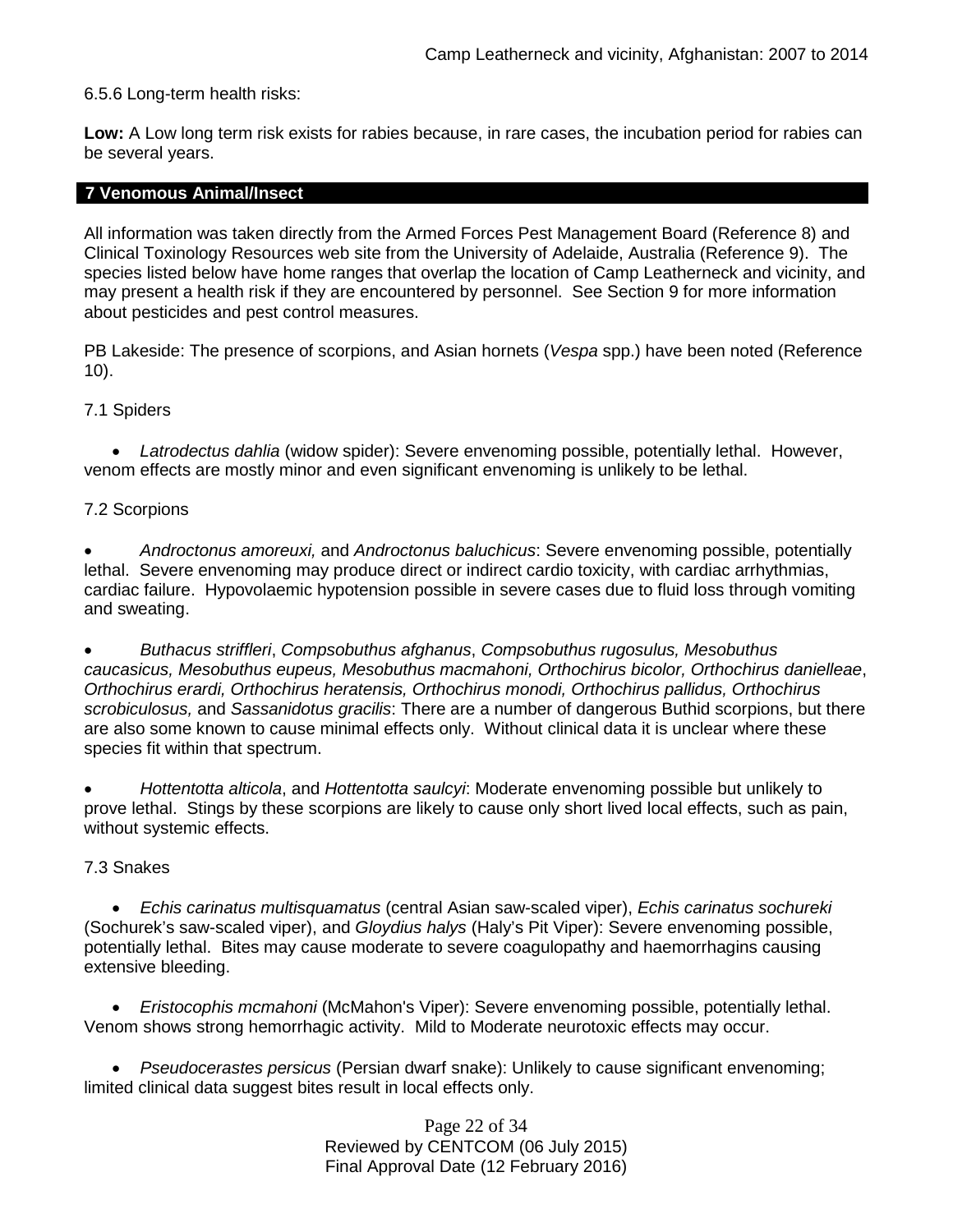6.5.6 Long-term health risks:

**Low:** A Low long term risk exists for rabies because, in rare cases, the incubation period for rabies can be several years.

## 7 Venomous Animal/Insect

All information was taken directly from the Armed Forces Pest Management Board (Reference 8) and Clinical Toxinology Resources web site from the University of Adelaide, Australia (Reference 9). The species listed below have home ranges that overlap the location of Camp Leatherneck and vicinity, and may present a health risk if they are encountered by personnel. See Section 9 for more information about pesticides and pest control measures.

PB Lakeside: The presence of scorpions, and Asian hornets (*Vespa* spp.) have been noted (Reference 10).

### 7.1 Spiders

- *Latrodectus dahlia* (widow spider): Severe envenoming possible, potentially lethal. However, venom effects are mostly minor and even significant envenoming is unlikely to be lethal.

### 7.2 Scorpions

- *Androctonus amoreuxi,* and *Androctonus baluchicus*: Severe envenoming possible, potentially lethal. Severe envenoming may produce direct or indirect cardio toxicity, with cardiac arrhythmias, cardiac failure. Hypovolaemic hypotension possible in severe cases due to fluid loss through vomiting and sweating.

- *Buthacus striffleri*, *Compsobuthus afghanus*, *Compsobuthus rugosulus, Mesobuthus caucasicus, Mesobuthus eupeus, Mesobuthus macmahoni, Orthochirus bicolor, Orthochirus danielleae*, *Orthochirus erardi, Orthochirus heratensis, Orthochirus monodi, Orthochirus pallidus, Orthochirus scrobiculosus,* and *Sassanidotus gracilis*: There are a number of dangerous Buthid scorpions, but there are also some known to cause minimal effects only. Without clinical data it is unclear where these species fit within that spectrum.

- *Hottentotta alticola*, and *Hottentotta saulcyi*: Moderate envenoming possible but unlikely to prove lethal. Stings by these scorpions are likely to cause only short lived local effects, such as pain, without systemic effects.

### 7.3 Snakes

- *Echis carinatus multisquamatus* (central Asian saw-scaled viper), *Echis carinatus sochureki* (Sochurek's saw-scaled viper), and *Gloydius halys* (Haly's Pit Viper): Severe envenoming possible, potentially lethal. Bites may cause moderate to severe coagulopathy and haemorrhagins causing extensive bleeding.

- *Eristocophis mcmahoni* (McMahon's Viper): Severe envenoming possible, potentially lethal. Venom shows strong hemorrhagic activity. Mild to Moderate neurotoxic effects may occur.

- *Pseudocerastes persicus* (Persian dwarf snake): Unlikely to cause significant envenoming; limited clinical data suggest bites result in local effects only.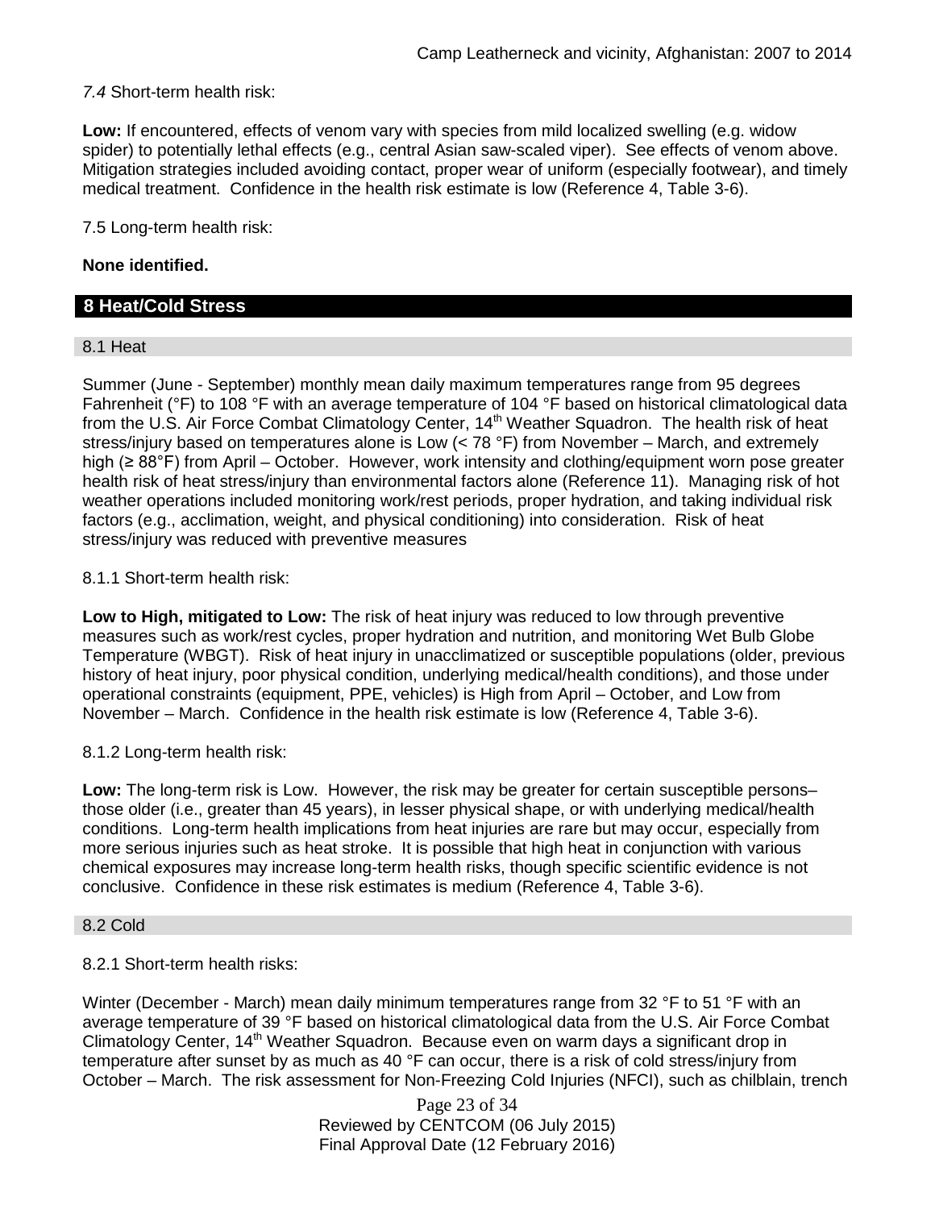*7.4* Short-term health risk:

**Low:** If encountered, effects of venom vary with species from mild localized swelling (e.g. widow spider) to potentially lethal effects (e.g., central Asian saw-scaled viper). See effects of venom above. Mitigation strategies included avoiding contact, proper wear of uniform (especially footwear), and timely medical treatment. Confidence in the health risk estimate is low (Reference 4, Table 3-6).

7.5 Long-term health risk:

**None identified.**

## 8 Heat/Cold Stress

### 8.1 Heat

Summer (June - September) monthly mean daily maximum temperatures range from 95 degrees Fahrenheit (°F) to 108 °F with an average temperature of 104 °F based on historical climatological data from the U.S. Air Force Combat Climatology Center, 14th Weather Squadron. The health risk of heat stress/injury based on temperatures alone is Low (< 78 °F) from November – March, and extremely high (≥ 88°F) from April – October. However, work intensity and clothing/equipment worn pose greater health risk of heat stress/injury than environmental factors alone (Reference 11). Managing risk of hot weather operations included monitoring work/rest periods, proper hydration, and taking individual risk factors (e.g., acclimation, weight, and physical conditioning) into consideration. Risk of heat stress/injury was reduced with preventive measures

8.1.1 Short-term health risk:

**Low to High, mitigated to Low:** The risk of heat injury was reduced to low through preventive measures such as work/rest cycles, proper hydration and nutrition, and monitoring Wet Bulb Globe Temperature (WBGT). Risk of heat injury in unacclimatized or susceptible populations (older, previous history of heat injury, poor physical condition, underlying medical/health conditions), and those under operational constraints (equipment, PPE, vehicles) is High from April – October, and Low from November – March. Confidence in the health risk estimate is low (Reference 4, Table 3-6).

8.1.2 Long-term health risk:

**Low:** The long-term risk is Low. However, the risk may be greater for certain susceptible persons– those older (i.e., greater than 45 years), in lesser physical shape, or with underlying medical/health conditions. Long-term health implications from heat injuries are rare but may occur, especially from more serious injuries such as heat stroke. It is possible that high heat in conjunction with various chemical exposures may increase long-term health risks, though specific scientific evidence is not conclusive. Confidence in these risk estimates is medium (Reference 4, Table 3-6).

### 8.2 Cold

8.2.1 Short-term health risks:

Winter (December - March) mean daily minimum temperatures range from 32 °F to 51 °F with an average temperature of 39 °F based on historical climatological data from the U.S. Air Force Combat Climatology Center, 14th Weather Squadron. Because even on warm days a significant drop in temperature after sunset by as much as 40 °F can occur, there is a risk of cold stress/injury from October – March. The risk assessment for Non-Freezing Cold Injuries (NFCI), such as chilblain, trench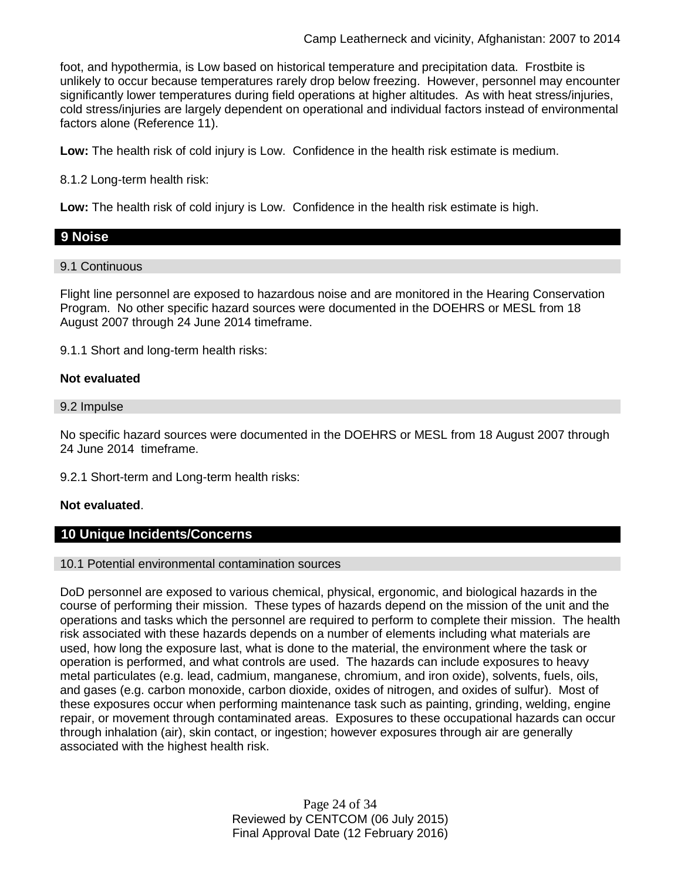foot, and hypothermia, is Low based on historical temperature and precipitation data. Frostbite is unlikely to occur because temperatures rarely drop below freezing. However, personnel may encounter significantly lower temperatures during field operations at higher altitudes. As with heat stress/injuries, cold stress/injuries are largely dependent on operational and individual factors instead of environmental factors alone (Reference 11).

**Low:** The health risk of cold injury is Low. Confidence in the health risk estimate is medium.

8.1.2 Long-term health risk:

**Low:** The health risk of cold injury is Low. Confidence in the health risk estimate is high.

## 9 Noise

### 9.1 Continuous

Flight line personnel are exposed to hazardous noise and are monitored in the Hearing Conservation Program. No other specific hazard sources were documented in the DOEHRS or MESL from 18 August 2007 through 24 June 2014 timeframe.

9.1.1 Short and long-term health risks:

**Not evaluated**

### 9.2 Impulse

No specific hazard sources were documented in the DOEHRS or MESL from 18 August 2007 through 24 June 2014 timeframe.

9.2.1 Short-term and Long-term health risks:

**Not evaluated**.

## 10 Unique Incidents/Concerns

### 10.1 Potential environmental contamination sources

DoD personnel are exposed to various chemical, physical, ergonomic, and biological hazards in the course of performing their mission. These types of hazards depend on the mission of the unit and the operations and tasks which the personnel are required to perform to complete their mission. The health risk associated with these hazards depends on a number of elements including what materials are used, how long the exposure last, what is done to the material, the environment where the task or operation is performed, and what controls are used. The hazards can include exposures to heavy metal particulates (e.g. lead, cadmium, manganese, chromium, and iron oxide), solvents, fuels, oils, and gases (e.g. carbon monoxide, carbon dioxide, oxides of nitrogen, and oxides of sulfur). Most of these exposures occur when performing maintenance task such as painting, grinding, welding, engine repair, or movement through contaminated areas. Exposures to these occupational hazards can occur through inhalation (air), skin contact, or ingestion; however exposures through air are generally associated with the highest health risk.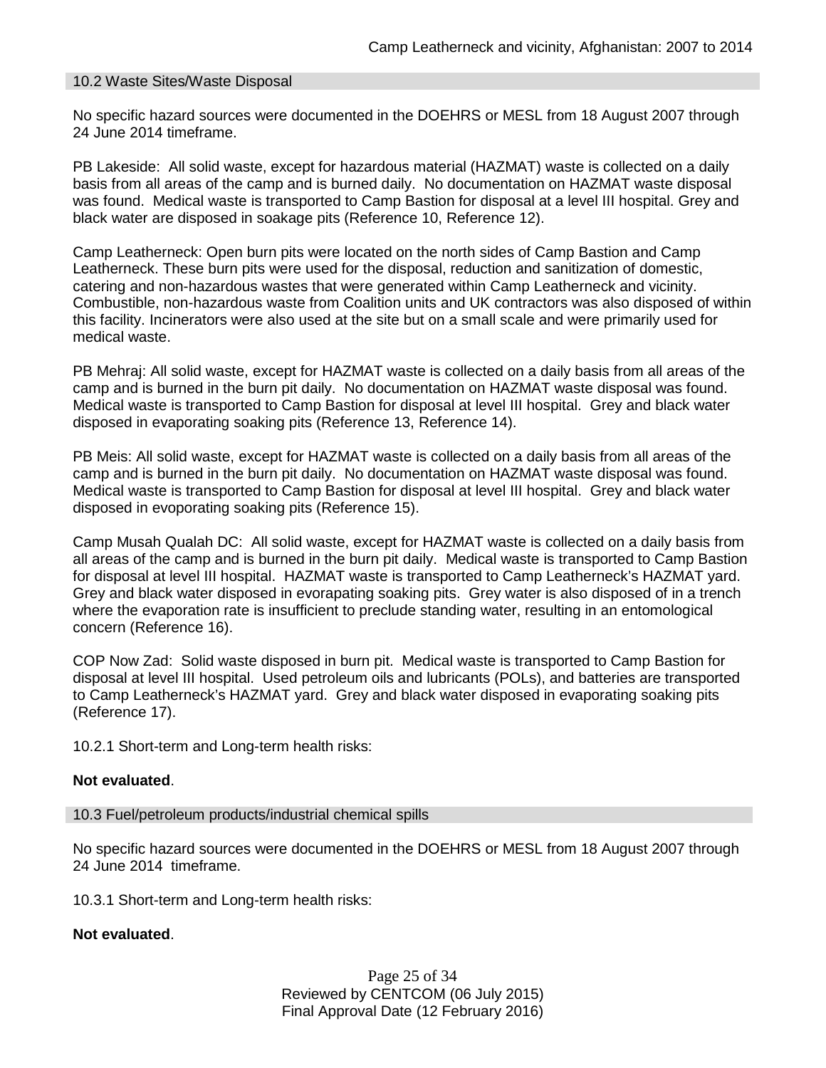### 10.2 Waste Sites/Waste Disposal

No specific hazard sources were documented in the DOEHRS or MESL from 18 August 2007 through 24 June 2014 timeframe.

PB Lakeside: All solid waste, except for hazardous material (HAZMAT) waste is collected on a daily basis from all areas of the camp and is burned daily. No documentation on HAZMAT waste disposal was found. Medical waste is transported to Camp Bastion for disposal at a level III hospital. Grey and black water are disposed in soakage pits (Reference 10, Reference 12).

Camp Leatherneck: Open burn pits were located on the north sides of Camp Bastion and Camp Leatherneck. These burn pits were used for the disposal, reduction and sanitization of domestic, catering and non-hazardous wastes that were generated within Camp Leatherneck and vicinity. Combustible, non-hazardous waste from Coalition units and UK contractors was also disposed of within this facility. Incinerators were also used at the site but on a small scale and were primarily used for medical waste.

PB Mehraj: All solid waste, except for HAZMAT waste is collected on a daily basis from all areas of the camp and is burned in the burn pit daily. No documentation on HAZMAT waste disposal was found. Medical waste is transported to Camp Bastion for disposal at level III hospital. Grey and black water disposed in evaporating soaking pits (Reference 13, Reference 14).

PB Meis: All solid waste, except for HAZMAT waste is collected on a daily basis from all areas of the camp and is burned in the burn pit daily. No documentation on HAZMAT waste disposal was found. Medical waste is transported to Camp Bastion for disposal at level III hospital. Grey and black water disposed in evoporating soaking pits (Reference 15).

Camp Musah Qualah DC: All solid waste, except for HAZMAT waste is collected on a daily basis from all areas of the camp and is burned in the burn pit daily. Medical waste is transported to Camp Bastion for disposal at level III hospital. HAZMAT waste is transported to Camp Leatherneck's HAZMAT yard. Grey and black water disposed in evorapating soaking pits. Grey water is also disposed of in a trench where the evaporation rate is insufficient to preclude standing water, resulting in an entomological concern (Reference 16).

COP Now Zad: Solid waste disposed in burn pit. Medical waste is transported to Camp Bastion for disposal at level III hospital. Used petroleum oils and lubricants (POLs), and batteries are transported to Camp Leatherneck's HAZMAT yard. Grey and black water disposed in evaporating soaking pits (Reference 17).

10.2.1 Short-term and Long-term health risks:

**Not evaluated**.

### 10.3 Fuel/petroleum products/industrial chemical spills

No specific hazard sources were documented in the DOEHRS or MESL from 18 August 2007 through 24 June 2014 timeframe.

10.3.1 Short-term and Long-term health risks:

**Not evaluated**.

Reviewed by CENTCOM (06 July 2015)
Final Approval Date (12 February 2016)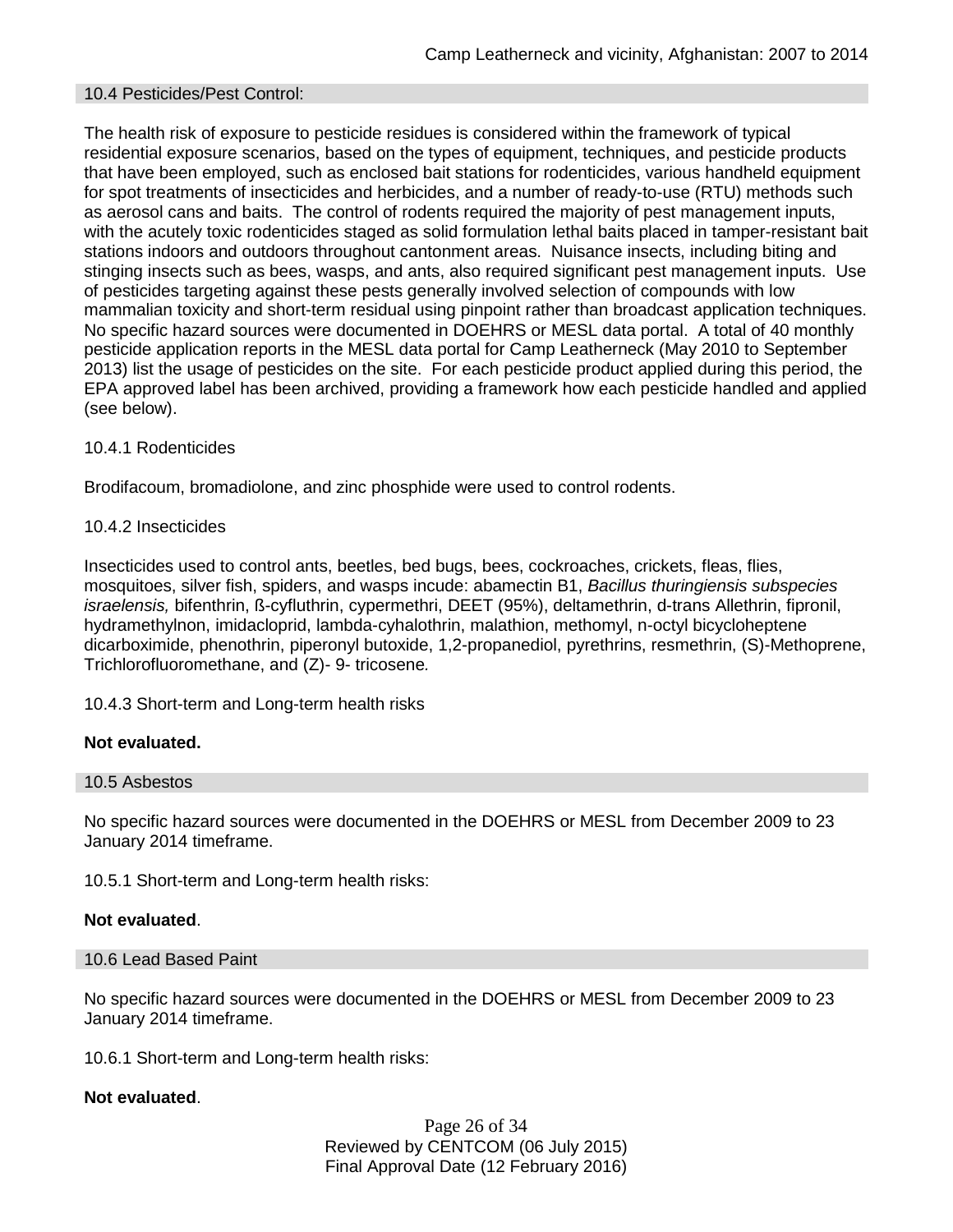## 10.4 Pesticides/Pest Control:

The health risk of exposure to pesticide residues is considered within the framework of typical residential exposure scenarios, based on the types of equipment, techniques, and pesticide products that have been employed, such as enclosed bait stations for rodenticides, various handheld equipment for spot treatments of insecticides and herbicides, and a number of ready-to-use (RTU) methods such as aerosol cans and baits. The control of rodents required the majority of pest management inputs, with the acutely toxic rodenticides staged as solid formulation lethal baits placed in tamper-resistant bait stations indoors and outdoors throughout cantonment areas. Nuisance insects, including biting and stinging insects such as bees, wasps, and ants, also required significant pest management inputs. Use of pesticides targeting against these pests generally involved selection of compounds with low mammalian toxicity and short-term residual using pinpoint rather than broadcast application techniques. No specific hazard sources were documented in DOEHRS or MESL data portal. A total of 40 monthly pesticide application reports in the MESL data portal for Camp Leatherneck (May 2010 to September 2013) list the usage of pesticides on the site. For each pesticide product applied during this period, the EPA approved label has been archived, providing a framework how each pesticide handled and applied (see below).

### 10.4.1 Rodenticides

Brodifacoum, bromadiolone, and zinc phosphide were used to control rodents.

### 10.4.2 Insecticides

Insecticides used to control ants, beetles, bed bugs, bees, cockroaches, crickets, fleas, flies, mosquitoes, silver fish, spiders, and wasps incude: abamectin B1, *Bacillus thuringiensis subspecies israelensis,* bifenthrin, ß-cyfluthrin, cypermethri, DEET (95%), deltamethrin, d-trans Allethrin, fipronil, hydramethylnon, imidacloprid, lambda-cyhalothrin, malathion, methomyl, n-octyl bicycloheptene dicarboximide, phenothrin, piperonyl butoxide, 1,2-propanediol, pyrethrins, resmethrin, (S)-Methoprene, Trichlorofluoromethane, and (Z)- 9- tricosene*.*

### 10.4.3 Short-term and Long-term health risks

**Not evaluated.**

## 10.5 Asbestos

No specific hazard sources were documented in the DOEHRS or MESL from December 2009 to 23 January 2014 timeframe.

### 10.5.1 Short-term and Long-term health risks:

**Not evaluated**.

## 10.6 Lead Based Paint

No specific hazard sources were documented in the DOEHRS or MESL from December 2009 to 23 January 2014 timeframe.

### 10.6.1 Short-term and Long-term health risks:

**Not evaluated**.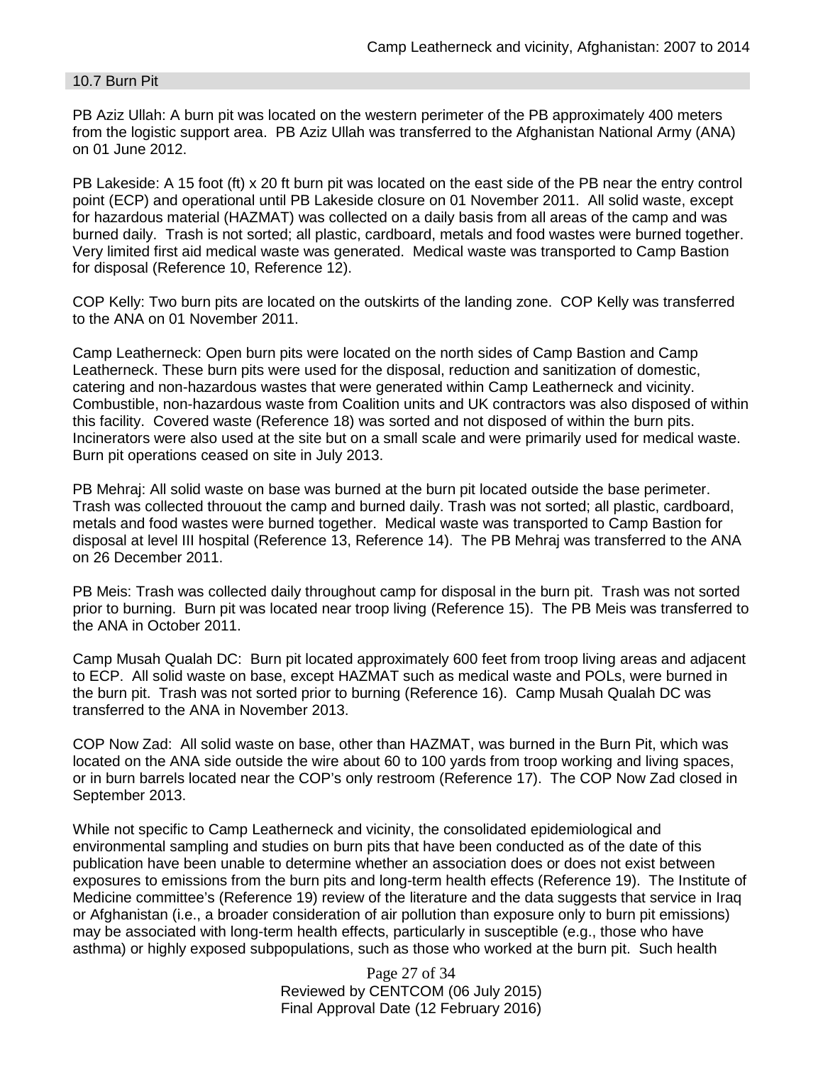## 10.7 Burn Pit

PB Aziz Ullah: A burn pit was located on the western perimeter of the PB approximately 400 meters from the logistic support area. PB Aziz Ullah was transferred to the Afghanistan National Army (ANA) on 01 June 2012.

PB Lakeside: A 15 foot (ft) x 20 ft burn pit was located on the east side of the PB near the entry control point (ECP) and operational until PB Lakeside closure on 01 November 2011. All solid waste, except for hazardous material (HAZMAT) was collected on a daily basis from all areas of the camp and was burned daily. Trash is not sorted; all plastic, cardboard, metals and food wastes were burned together. Very limited first aid medical waste was generated. Medical waste was transported to Camp Bastion for disposal (Reference 10, Reference 12).

COP Kelly: Two burn pits are located on the outskirts of the landing zone. COP Kelly was transferred to the ANA on 01 November 2011.

Camp Leatherneck: Open burn pits were located on the north sides of Camp Bastion and Camp Leatherneck. These burn pits were used for the disposal, reduction and sanitization of domestic, catering and non-hazardous wastes that were generated within Camp Leatherneck and vicinity. Combustible, non-hazardous waste from Coalition units and UK contractors was also disposed of within this facility. Covered waste (Reference 18) was sorted and not disposed of within the burn pits. Incinerators were also used at the site but on a small scale and were primarily used for medical waste. Burn pit operations ceased on site in July 2013.

PB Mehraj: All solid waste on base was burned at the burn pit located outside the base perimeter. Trash was collected throuout the camp and burned daily. Trash was not sorted; all plastic, cardboard, metals and food wastes were burned together. Medical waste was transported to Camp Bastion for disposal at level III hospital (Reference 13, Reference 14). The PB Mehraj was transferred to the ANA on 26 December 2011.

PB Meis: Trash was collected daily throughout camp for disposal in the burn pit. Trash was not sorted prior to burning. Burn pit was located near troop living (Reference 15). The PB Meis was transferred to the ANA in October 2011.

Camp Musah Qualah DC: Burn pit located approximately 600 feet from troop living areas and adjacent to ECP. All solid waste on base, except HAZMAT such as medical waste and POLs, were burned in the burn pit. Trash was not sorted prior to burning (Reference 16). Camp Musah Qualah DC was transferred to the ANA in November 2013.

COP Now Zad: All solid waste on base, other than HAZMAT, was burned in the Burn Pit, which was located on the ANA side outside the wire about 60 to 100 yards from troop working and living spaces, or in burn barrels located near the COP's only restroom (Reference 17). The COP Now Zad closed in September 2013.

While not specific to Camp Leatherneck and vicinity, the consolidated epidemiological and environmental sampling and studies on burn pits that have been conducted as of the date of this publication have been unable to determine whether an association does or does not exist between exposures to emissions from the burn pits and long-term health effects (Reference 19). The Institute of Medicine committee's (Reference 19) review of the literature and the data suggests that service in Iraq or Afghanistan (i.e., a broader consideration of air pollution than exposure only to burn pit emissions) may be associated with long-term health effects, particularly in susceptible (e.g., those who have asthma) or highly exposed subpopulations, such as those who worked at the burn pit. Such health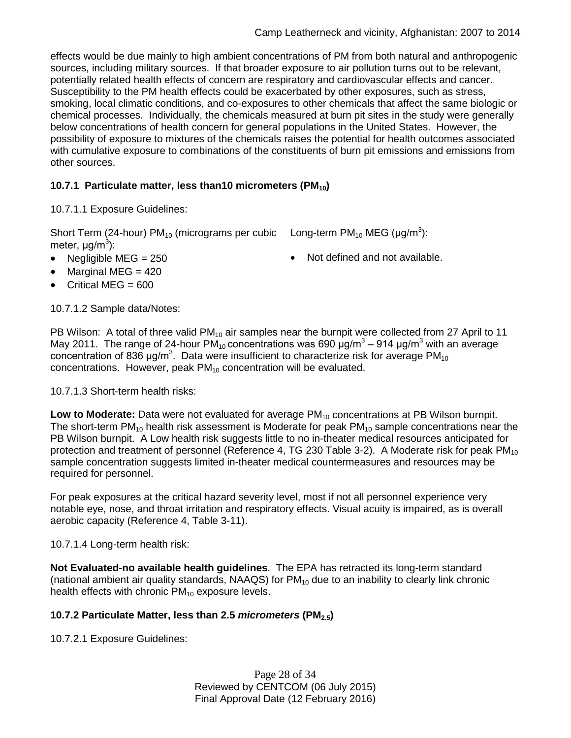effects would be due mainly to high ambient concentrations of PM from both natural and anthropogenic sources, including military sources. If that broader exposure to air pollution turns out to be relevant, potentially related health effects of concern are respiratory and cardiovascular effects and cancer. Susceptibility to the PM health effects could be exacerbated by other exposures, such as stress, smoking, local climatic conditions, and co-exposures to other chemicals that affect the same biologic or chemical processes. Individually, the chemicals measured at burn pit sites in the study were generally below concentrations of health concern for general populations in the United States. However, the possibility of exposure to mixtures of the chemicals raises the potential for health outcomes associated with cumulative exposure to combinations of the constituents of burn pit emissions and emissions from other sources.

### 10.7.1 Particulate matter, less than10 micrometers ($PM_{10}$)

10.7.1.1 Exposure Guidelines:

Short Term (24-hour) $PM_{10}$ (micrograms per cubic meter, $\mu g/m^3$):

- Negligible MEG = 250
- Marginal MEG = 420
- Critical MEG = 600

Long-term $PM_{10}$ MEG ($\mu g/m^3$):

- Not defined and not available.

10.7.1.2 Sample data/Notes:

PB Wilson: A total of three valid $PM_{10}$ air samples near the burnpit were collected from 27 April to 11 May 2011. The range of 24-hour $PM_{10}$ concentrations was 690 $\mu g/m^3$ – 914 $\mu g/m^3$ with an average concentration of 836 $\mu g/m^3$. Data were insufficient to characterize risk for average $PM_{10}$ concentrations. However, peak $PM_{10}$ concentration will be evaluated.

10.7.1.3 Short-term health risks:

**Low to Moderate:** Data were not evaluated for average $PM_{10}$ concentrations at PB Wilson burnpit. The short-term $PM_{10}$ health risk assessment is Moderate for peak $PM_{10}$ sample concentrations near the PB Wilson burnpit. A Low health risk suggests little to no in-theater medical resources anticipated for protection and treatment of personnel (Reference 4, TG 230 Table 3-2). A Moderate risk for peak $PM_{10}$ sample concentration suggests limited in-theater medical countermeasures and resources may be required for personnel.

For peak exposures at the critical hazard severity level, most if not all personnel experience very notable eye, nose, and throat irritation and respiratory effects. Visual acuity is impaired, as is overall aerobic capacity (Reference 4, Table 3-11).

10.7.1.4 Long-term health risk:

**Not Evaluated-no available health guidelines**. The EPA has retracted its long-term standard (national ambient air quality standards, NAAQS) for $PM_{10}$ due to an inability to clearly link chronic health effects with chronic $PM_{10}$ exposure levels.

### 10.7.2 Particulate Matter, less than 2.5 *micrometers* ($PM_{2.5}$)

10.7.2.1 Exposure Guidelines: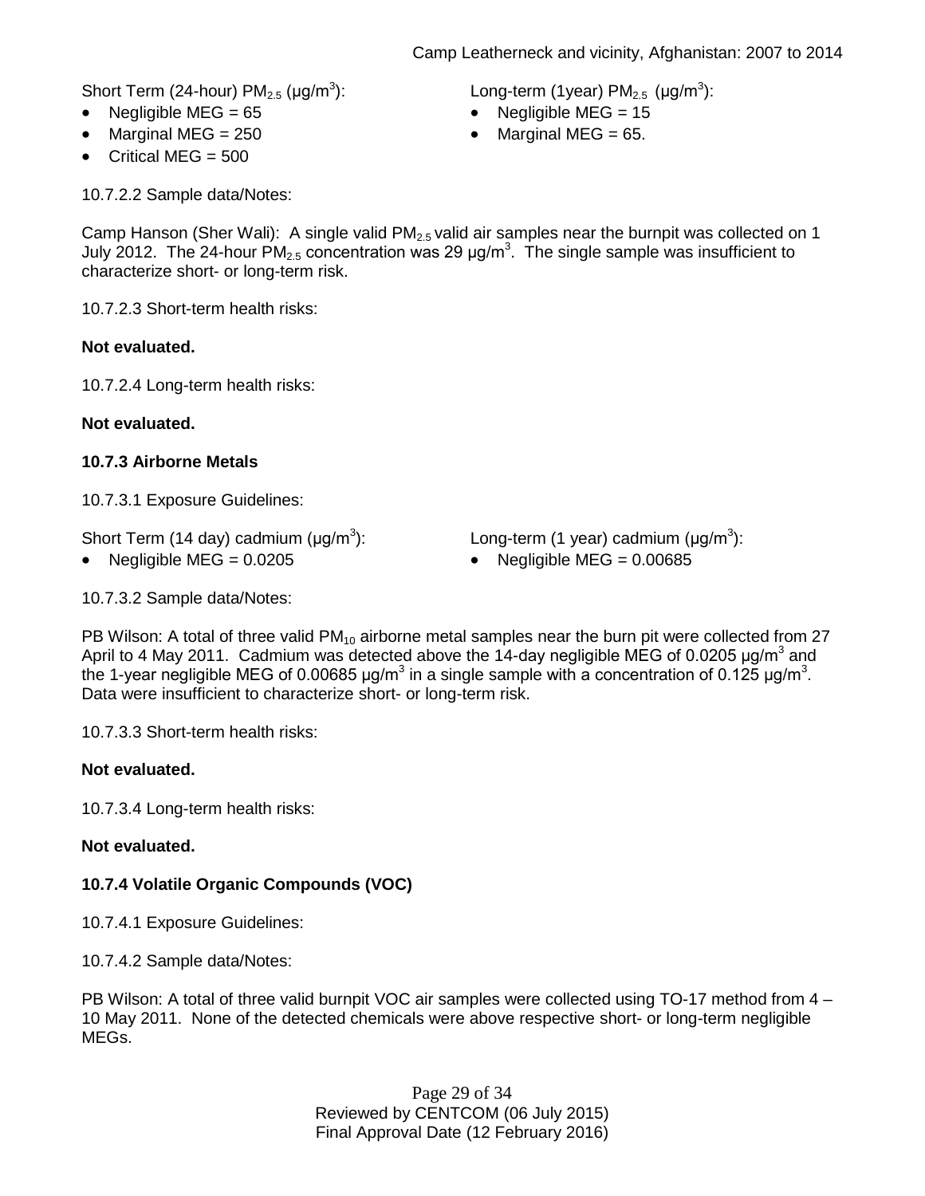Short Term (24-hour) $PM_{2.5}$ (μg/$m^3$):

- Negligible MEG = 65
- Marginal MEG = 250
- Critical MEG = 500

Long-term (1year) $PM_{2.5}$ (μg/$m^3$):

- Negligible MEG = 15
- Marginal MEG = 65.

10.7.2.2 Sample data/Notes:

Camp Hanson (Sher Wali): A single valid $PM_{2.5}$ valid air samples near the burnpit was collected on 1 July 2012. The 24-hour $PM_{2.5}$ concentration was 29 μg/$m^3$. The single sample was insufficient to characterize short- or long-term risk.

10.7.2.3 Short-term health risks:

**Not evaluated.**

10.7.2.4 Long-term health risks:

**Not evaluated.**

**10.7.3 Airborne Metals**

10.7.3.1 Exposure Guidelines:

Short Term (14 day) cadmium (μg/$m^3$):

- Negligible MEG = 0.0205

Long-term (1 year) cadmium (μg/$m^3$):

- Negligible MEG = 0.00685

10.7.3.2 Sample data/Notes:

PB Wilson: A total of three valid $PM_{10}$ airborne metal samples near the burn pit were collected from 27 April to 4 May 2011. Cadmium was detected above the 14-day negligible MEG of 0.0205 μg/$m^3$ and the 1-year negligible MEG of 0.00685 μg/$m^3$ in a single sample with a concentration of 0.125 μg/$m^3$. Data were insufficient to characterize short- or long-term risk.

10.7.3.3 Short-term health risks:

**Not evaluated.**

10.7.3.4 Long-term health risks:

**Not evaluated.**

**10.7.4 Volatile Organic Compounds (VOC)**

10.7.4.1 Exposure Guidelines:

10.7.4.2 Sample data/Notes:

PB Wilson: A total of three valid burnpit VOC air samples were collected using TO-17 method from 4 – 10 May 2011. None of the detected chemicals were above respective short- or long-term negligible MEGs.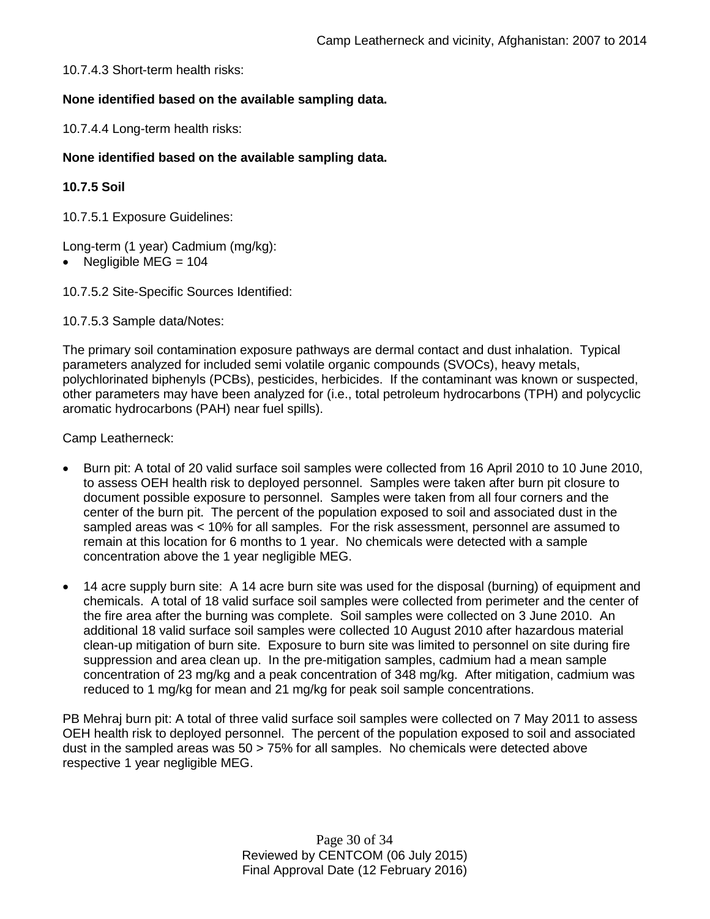10.7.4.3 Short-term health risks:

**None identified based on the available sampling data.**

10.7.4.4 Long-term health risks:

**None identified based on the available sampling data.**

**10.7.5 Soil**

10.7.5.1 Exposure Guidelines:

Long-term (1 year) Cadmium (mg/kg):

- Negligible MEG = 104

10.7.5.2 Site-Specific Sources Identified:

10.7.5.3 Sample data/Notes:

The primary soil contamination exposure pathways are dermal contact and dust inhalation. Typical parameters analyzed for included semi volatile organic compounds (SVOCs), heavy metals, polychlorinated biphenyls (PCBs), pesticides, herbicides. If the contaminant was known or suspected, other parameters may have been analyzed for (i.e., total petroleum hydrocarbons (TPH) and polycyclic aromatic hydrocarbons (PAH) near fuel spills).

Camp Leatherneck:

- Burn pit: A total of 20 valid surface soil samples were collected from 16 April 2010 to 10 June 2010, to assess OEH health risk to deployed personnel. Samples were taken after burn pit closure to document possible exposure to personnel. Samples were taken from all four corners and the center of the burn pit. The percent of the population exposed to soil and associated dust in the sampled areas was < 10% for all samples. For the risk assessment, personnel are assumed to remain at this location for 6 months to 1 year. No chemicals were detected with a sample concentration above the 1 year negligible MEG.

- 14 acre supply burn site: A 14 acre burn site was used for the disposal (burning) of equipment and chemicals. A total of 18 valid surface soil samples were collected from perimeter and the center of the fire area after the burning was complete. Soil samples were collected on 3 June 2010. An additional 18 valid surface soil samples were collected 10 August 2010 after hazardous material clean-up mitigation of burn site. Exposure to burn site was limited to personnel on site during fire suppression and area clean up. In the pre-mitigation samples, cadmium had a mean sample concentration of 23 mg/kg and a peak concentration of 348 mg/kg. After mitigation, cadmium was reduced to 1 mg/kg for mean and 21 mg/kg for peak soil sample concentrations.

PB Mehraj burn pit: A total of three valid surface soil samples were collected on 7 May 2011 to assess OEH health risk to deployed personnel. The percent of the population exposed to soil and associated dust in the sampled areas was 50 > 75% for all samples. No chemicals were detected above respective 1 year negligible MEG.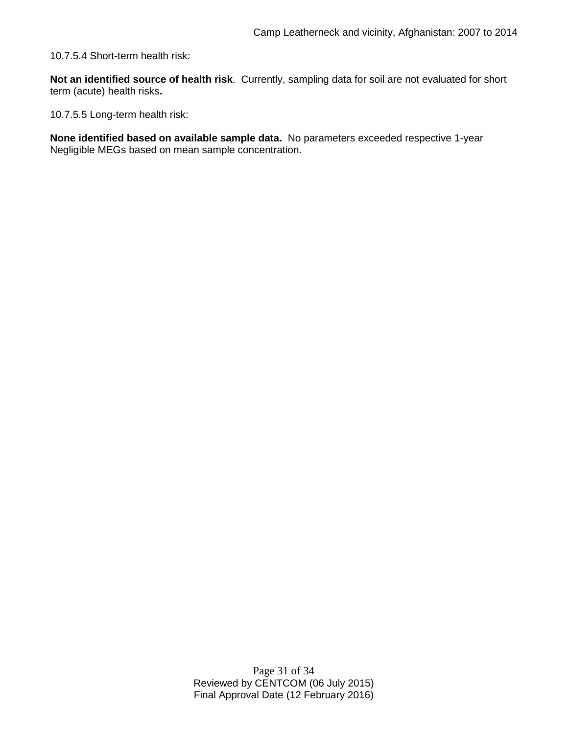10.7.5.4 Short-term health risk*:*

**Not an identified source of health risk**. Currently, sampling data for soil are not evaluated for short term (acute) health risks**.**

10.7.5.5 Long-term health risk:

**None identified based on available sample data.** No parameters exceeded respective 1-year Negligible MEGs based on mean sample concentration.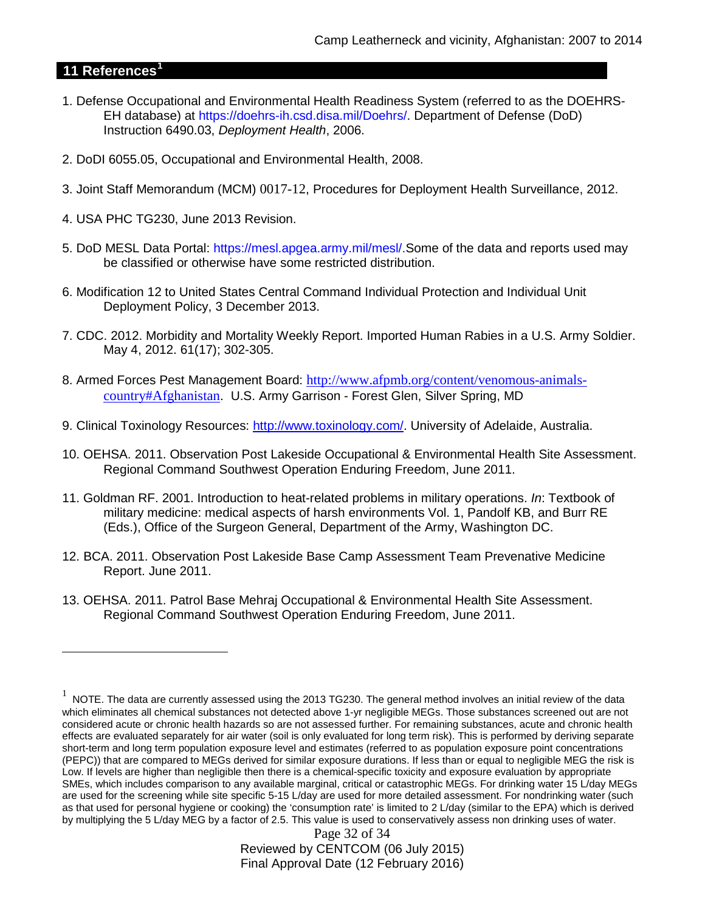## 11 References[1]

1. Defense Occupational and Environmental Health Readiness System (referred to as the DOEHRS-EH database) at https://doehrs-ih.csd.disa.mil/Doehrs/. Department of Defense (DoD) Instruction 6490.03, *Deployment Health*, 2006.

2. DoDI 6055.05, Occupational and Environmental Health, 2008.

3. Joint Staff Memorandum (MCM) 0017-12, Procedures for Deployment Health Surveillance, 2012.

4. USA PHC TG230, June 2013 Revision.

5. DoD MESL Data Portal: https://mesl.apgea.army.mil/mesl/.Some of the data and reports used may be classified or otherwise have some restricted distribution.

6. Modification 12 to United States Central Command Individual Protection and Individual Unit Deployment Policy, 3 December 2013.

7. CDC. 2012. Morbidity and Mortality Weekly Report. Imported Human Rabies in a U.S. Army Soldier. May 4, 2012. 61(17); 302-305.

8. Armed Forces Pest Management Board: http://www.afpmb.org/content/venomous-animals-country#Afghanistan. U.S. Army Garrison - Forest Glen, Silver Spring, MD

9. Clinical Toxinology Resources: http://www.toxinology.com/. University of Adelaide, Australia.

10. OEHSA. 2011. Observation Post Lakeside Occupational & Environmental Health Site Assessment. Regional Command Southwest Operation Enduring Freedom, June 2011.

11. Goldman RF. 2001. Introduction to heat-related problems in military operations. *In*: Textbook of military medicine: medical aspects of harsh environments Vol. 1, Pandolf KB, and Burr RE (Eds.), Office of the Surgeon General, Department of the Army, Washington DC.

12. BCA. 2011. Observation Post Lakeside Base Camp Assessment Team Prevenative Medicine Report. June 2011.

13. OEHSA. 2011. Patrol Base Mehraj Occupational & Environmental Health Site Assessment. Regional Command Southwest Operation Enduring Freedom, June 2011.

---

[1] NOTE. The data are currently assessed using the 2013 TG230. The general method involves an initial review of the data which eliminates all chemical substances not detected above 1-yr negligible MEGs. Those substances screened out are not considered acute or chronic health hazards so are not assessed further. For remaining substances, acute and chronic health effects are evaluated separately for air water (soil is only evaluated for long term risk). This is performed by deriving separate short-term and long term population exposure level and estimates (referred to as population exposure point concentrations (PEPC)) that are compared to MEGs derived for similar exposure durations. If less than or equal to negligible MEG the risk is Low. If levels are higher than negligible then there is a chemical-specific toxicity and exposure evaluation by appropriate SMEs, which includes comparison to any available marginal, critical or catastrophic MEGs. For drinking water 15 L/day MEGs are used for the screening while site specific 5-15 L/day are used for more detailed assessment. For nondrinking water (such as that used for personal hygiene or cooking) the 'consumption rate' is limited to 2 L/day (similar to the EPA) which is derived by multiplying the 5 L/day MEG by a factor of 2.5. This value is used to conservatively assess non drinking uses of water.

Reviewed by CENTCOM (06 July 2015)
Final Approval Date (12 February 2016)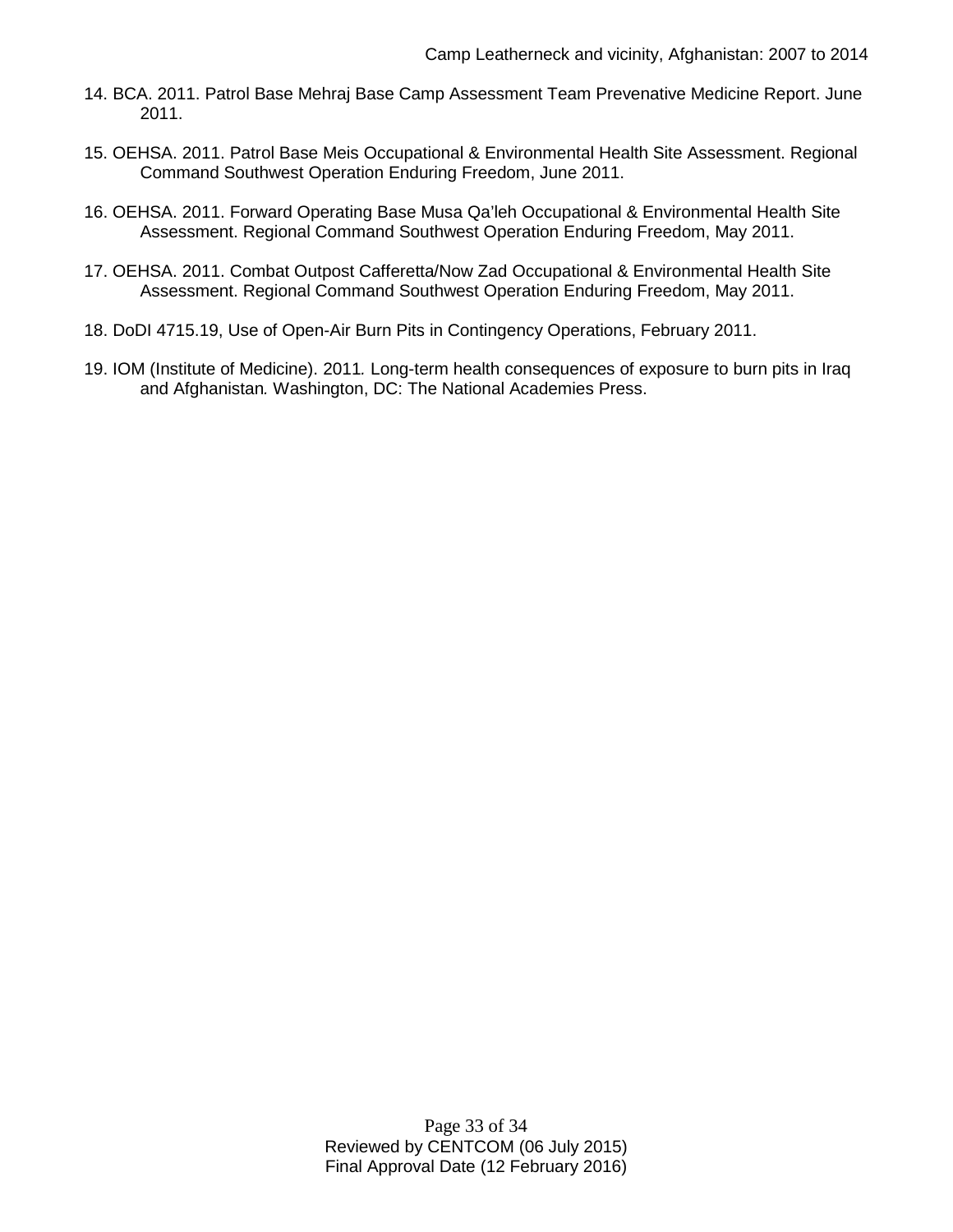14. BCA. 2011. Patrol Base Mehraj Base Camp Assessment Team Prevenative Medicine Report. June 2011.

15. OEHSA. 2011. Patrol Base Meis Occupational & Environmental Health Site Assessment. Regional Command Southwest Operation Enduring Freedom, June 2011.

16. OEHSA. 2011. Forward Operating Base Musa Qa'leh Occupational & Environmental Health Site Assessment. Regional Command Southwest Operation Enduring Freedom, May 2011.

17. OEHSA. 2011. Combat Outpost Cafferetta/Now Zad Occupational & Environmental Health Site Assessment. Regional Command Southwest Operation Enduring Freedom, May 2011.

18. DoDI 4715.19, Use of Open-Air Burn Pits in Contingency Operations, February 2011.

19. IOM (Institute of Medicine). 2011*.* Long-term health consequences of exposure to burn pits in Iraq and Afghanistan*.* Washington, DC: The National Academies Press.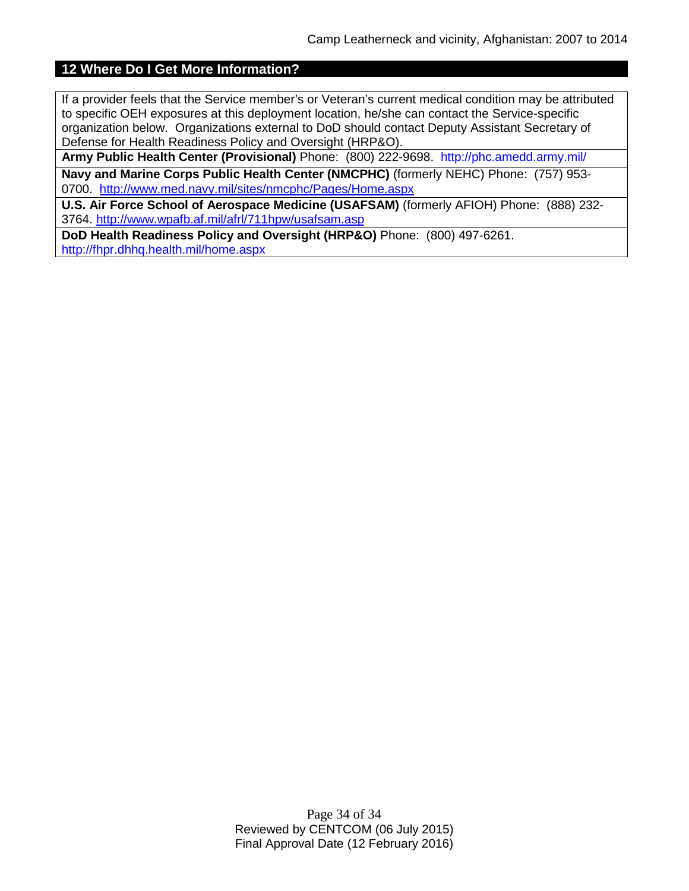## 12 Where Do I Get More Information?

| |
|---|
| If a provider feels that the Service member's or Veteran's current medical condition may be attributed to specific OEH exposures at this deployment location, he/she can contact the Service-specific organization below. Organizations external to DoD should contact Deputy Assistant Secretary of Defense for Health Readiness Policy and Oversight (HRP&O). |
| **Army Public Health Center (Provisional)** Phone: (800) 222-9698. http://phc.amedd.army.mil/ |
| **Navy and Marine Corps Public Health Center (NMCPHC)** (formerly NEHC) Phone: (757) 953-0700. http://www.med.navy.mil/sites/nmcphc/Pages/Home.aspx |
| **U.S. Air Force School of Aerospace Medicine (USAFSAM)** (formerly AFIOH) Phone: (888) 232-3764. http://www.wpafb.af.mil/afrl/711hpw/usafsam.asp |
| **DoD Health Readiness Policy and Oversight (HRP&O)** Phone: (800) 497-6261. http://fhpr.dhhq.health.mil/home.aspx |

Reviewed by CENTCOM (06 July 2015)
Final Approval Date (12 February 2016)